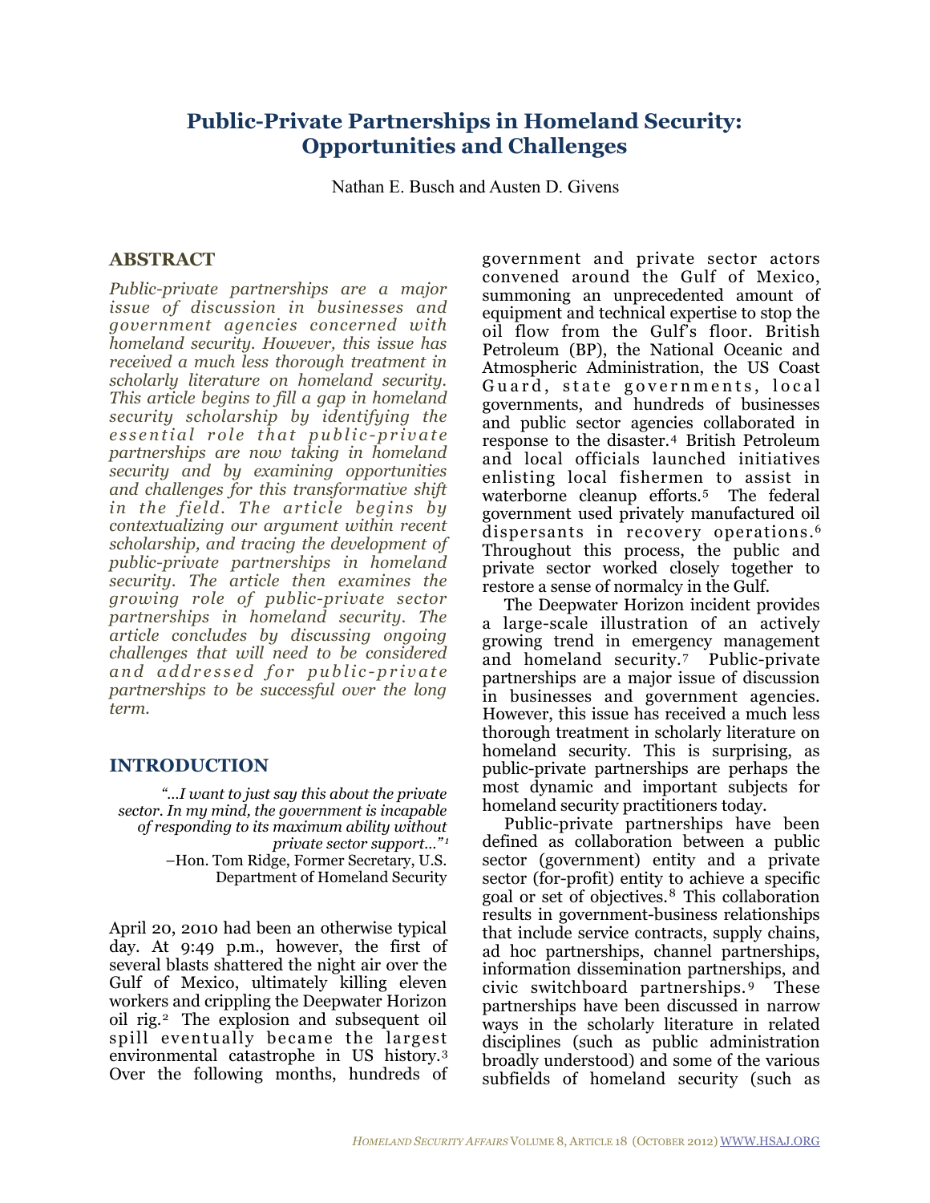# Public-Private Partnerships in Homeland Security: Opportunities and Challenges

Nathan E. Busch and Austen D. Givens

## ABSTRACT

*Public-private partnerships are a major issue of discussion in businesses and government agencies concerned with homeland security. However, this issue has received a much less thorough treatment in scholarly literature on homeland security. This article begins to fill a gap in homeland security scholarship by identifying the essential role that public-private partnerships are now taking in homeland security and by examining opportunities and challenges for this transformative shift in the field. The article begins by contextualizing our argument within recent scholarship, and tracing the development of public-private partnerships in homeland security. The article then examines the growing role of public-private sector partnerships in homeland security. The article concludes by discussing ongoing challenges that will need to be considered and addressed for public-private partnerships to be successful over the long term.*

## INTRODUCTION

> *"…I want to just say this about the private sector. In my mind, the government is incapable of responding to its maximum ability without private sector support…"*[1]
>
> –Hon. Tom Ridge, Former Secretary, U.S. Department of Homeland Security

April 20, 2010 had been an otherwise typical day. At 9:49 p.m., however, the first of several blasts shattered the night air over the Gulf of Mexico, ultimately killing eleven workers and crippling the Deepwater Horizon oil rig.[2] The explosion and subsequent oil spill eventually became the largest environmental catastrophe in US history.[3] Over the following months, hundreds of government and private sector actors convened around the Gulf of Mexico, summoning an unprecedented amount of equipment and technical expertise to stop the oil flow from the Gulf's floor. British Petroleum (BP), the National Oceanic and Atmospheric Administration, the US Coast Guard, state governments, local governments, and hundreds of businesses and public sector agencies collaborated in response to the disaster.[4] British Petroleum and local officials launched initiatives enlisting local fishermen to assist in waterborne cleanup efforts.[5] The federal government used privately manufactured oil dispersants in recovery operations.[6] Throughout this process, the public and private sector worked closely together to restore a sense of normalcy in the Gulf.

The Deepwater Horizon incident provides a large-scale illustration of an actively growing trend in emergency management and homeland security.[7] Public-private partnerships are a major issue of discussion in businesses and government agencies. However, this issue has received a much less thorough treatment in scholarly literature on homeland security. This is surprising, as public-private partnerships are perhaps the most dynamic and important subjects for homeland security practitioners today.

Public-private partnerships have been defined as collaboration between a public sector (government) entity and a private sector (for-profit) entity to achieve a specific goal or set of objectives.[8] This collaboration results in government-business relationships that include service contracts, supply chains, ad hoc partnerships, channel partnerships, information dissemination partnerships, and civic switchboard partnerships.[9] These partnerships have been discussed in narrow ways in the scholarly literature in related disciplines (such as public administration broadly understood) and some of the various subfields of homeland security (such as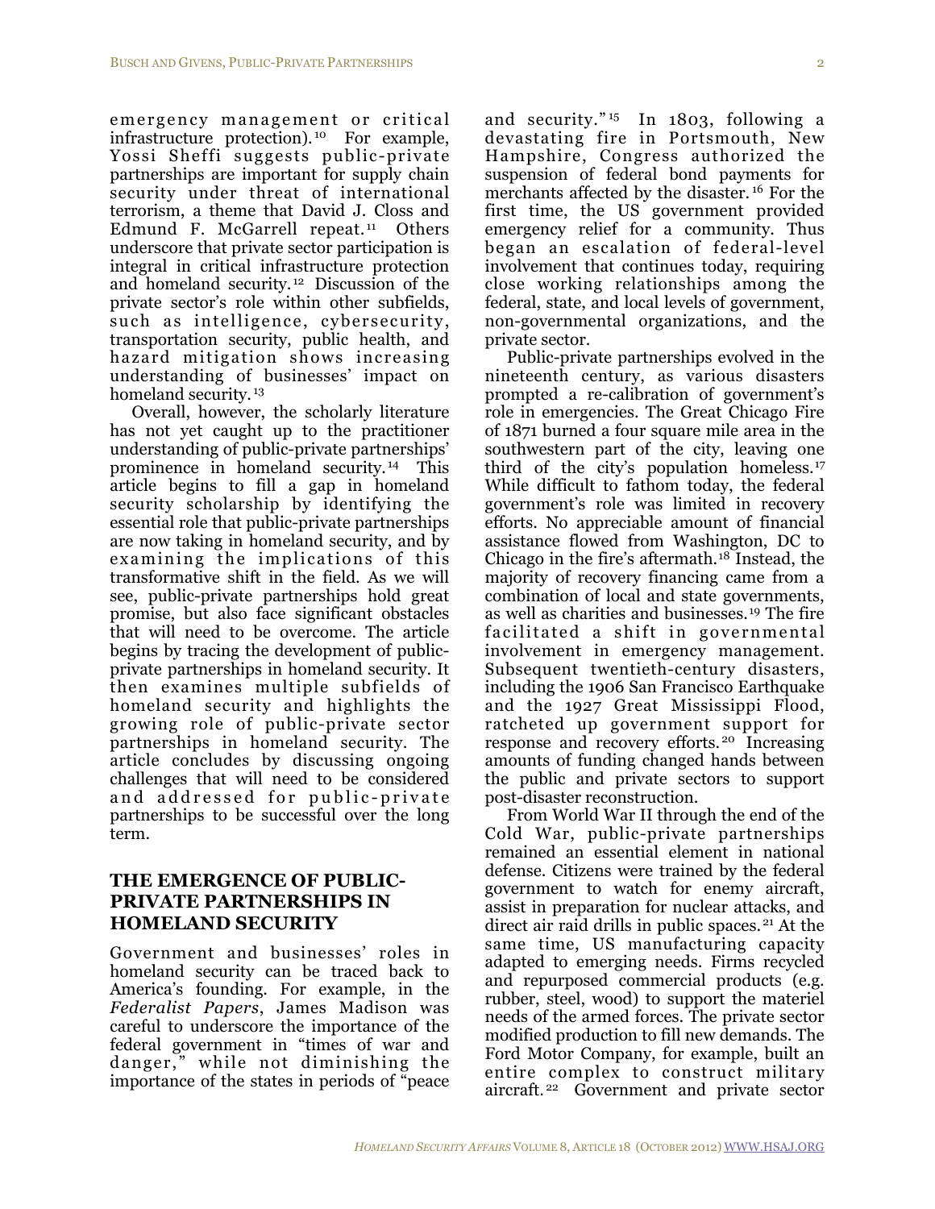emergency management or critical infrastructure protection).[10] For example, Yossi Sheffi suggests public-private partnerships are important for supply chain security under threat of international terrorism, a theme that David J. Closs and Edmund F. McGarrell repeat.[11] Others underscore that private sector participation is integral in critical infrastructure protection and homeland security.[12] Discussion of the private sector's role within other subfields, such as intelligence, cybersecurity, transportation security, public health, and hazard mitigation shows increasing understanding of businesses' impact on homeland security.[13]

Overall, however, the scholarly literature has not yet caught up to the practitioner understanding of public-private partnerships' prominence in homeland security.[14] This article begins to fill a gap in homeland security scholarship by identifying the essential role that public-private partnerships are now taking in homeland security, and by examining the implications of this transformative shift in the field. As we will see, public-private partnerships hold great promise, but also face significant obstacles that will need to be overcome. The article begins by tracing the development of public-private partnerships in homeland security. It then examines multiple subfields of homeland security and highlights the growing role of public-private sector partnerships in homeland security. The article concludes by discussing ongoing challenges that will need to be considered and addressed for public-private partnerships to be successful over the long term.

## THE EMERGENCE OF PUBLIC-PRIVATE PARTNERSHIPS IN HOMELAND SECURITY

Government and businesses' roles in homeland security can be traced back to America's founding. For example, in the *Federalist Papers*, James Madison was careful to underscore the importance of the federal government in "times of war and danger," while not diminishing the importance of the states in periods of "peace and security."[15] In 1803, following a devastating fire in Portsmouth, New Hampshire, Congress authorized the suspension of federal bond payments for merchants affected by the disaster.[16] For the first time, the US government provided emergency relief for a community. Thus began an escalation of federal-level involvement that continues today, requiring close working relationships among the federal, state, and local levels of government, non-governmental organizations, and the private sector.

Public-private partnerships evolved in the nineteenth century, as various disasters prompted a re-calibration of government's role in emergencies. The Great Chicago Fire of 1871 burned a four square mile area in the southwestern part of the city, leaving one third of the city's population homeless.[17] While difficult to fathom today, the federal government's role was limited in recovery efforts. No appreciable amount of financial assistance flowed from Washington, DC to Chicago in the fire's aftermath.[18] Instead, the majority of recovery financing came from a combination of local and state governments, as well as charities and businesses.[19] The fire facilitated a shift in governmental involvement in emergency management. Subsequent twentieth-century disasters, including the 1906 San Francisco Earthquake and the 1927 Great Mississippi Flood, ratcheted up government support for response and recovery efforts.[20] Increasing amounts of funding changed hands between the public and private sectors to support post-disaster reconstruction.

From World War II through the end of the Cold War, public-private partnerships remained an essential element in national defense. Citizens were trained by the federal government to watch for enemy aircraft, assist in preparation for nuclear attacks, and direct air raid drills in public spaces.[21] At the same time, US manufacturing capacity adapted to emerging needs. Firms recycled and repurposed commercial products (e.g. rubber, steel, wood) to support the materiel needs of the armed forces. The private sector modified production to fill new demands. The Ford Motor Company, for example, built an entire complex to construct military aircraft.[22] Government and private sector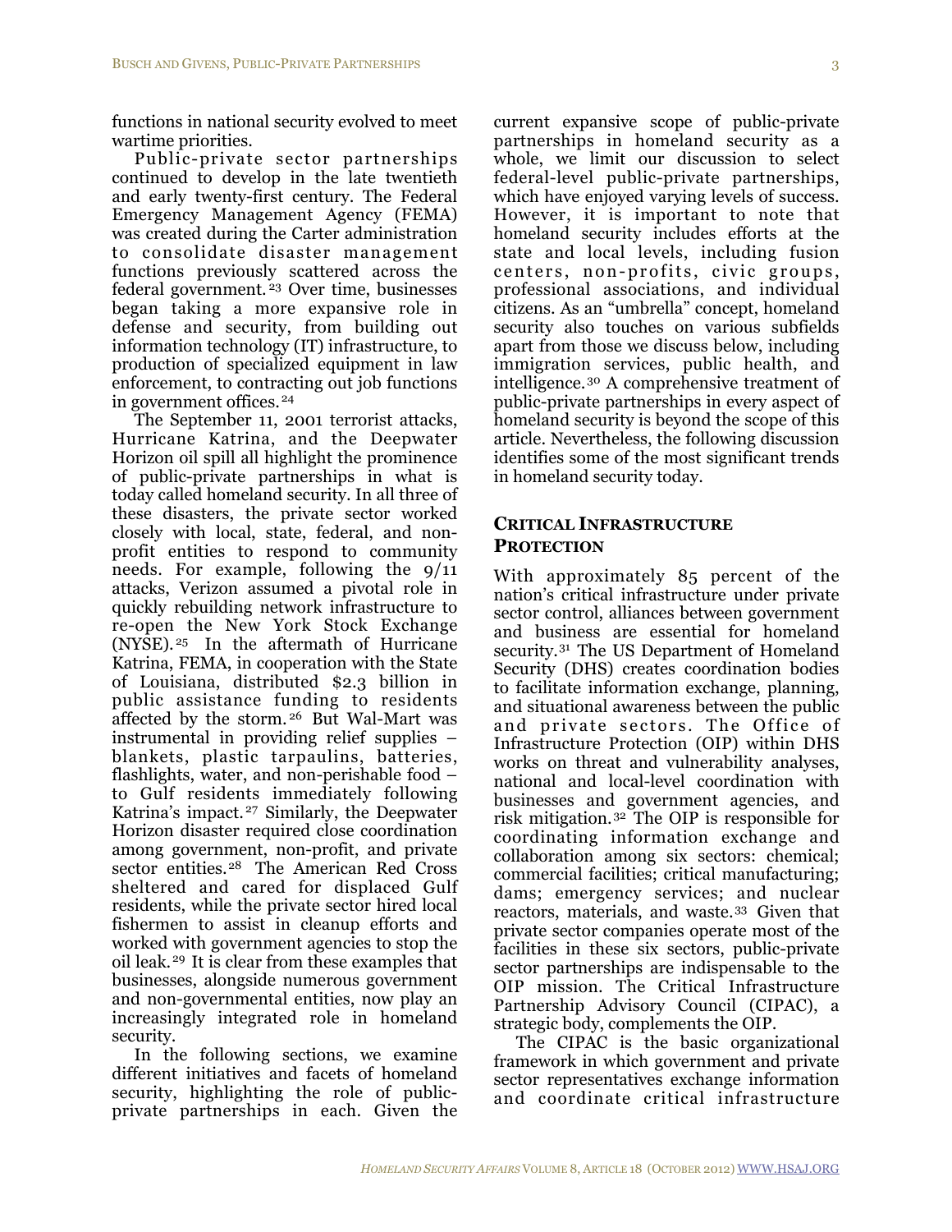functions in national security evolved to meet wartime priorities.

Public-private sector partnerships continued to develop in the late twentieth and early twenty-first century. The Federal Emergency Management Agency (FEMA) was created during the Carter administration to consolidate disaster management functions previously scattered across the federal government.[23] Over time, businesses began taking a more expansive role in defense and security, from building out information technology (IT) infrastructure, to production of specialized equipment in law enforcement, to contracting out job functions in government offices.[24]

The September 11, 2001 terrorist attacks, Hurricane Katrina, and the Deepwater Horizon oil spill all highlight the prominence of public-private partnerships in what is today called homeland security. In all three of these disasters, the private sector worked closely with local, state, federal, and non-profit entities to respond to community needs. For example, following the 9/11 attacks, Verizon assumed a pivotal role in quickly rebuilding network infrastructure to re-open the New York Stock Exchange (NYSE).[25] In the aftermath of Hurricane Katrina, FEMA, in cooperation with the State of Louisiana, distributed $2.3 billion in public assistance funding to residents affected by the storm.[26] But Wal-Mart was instrumental in providing relief supplies – blankets, plastic tarpaulins, batteries, flashlights, water, and non-perishable food – to Gulf residents immediately following Katrina's impact.[27] Similarly, the Deepwater Horizon disaster required close coordination among government, non-profit, and private sector entities.[28] The American Red Cross sheltered and cared for displaced Gulf residents, while the private sector hired local fishermen to assist in cleanup efforts and worked with government agencies to stop the oil leak.[29] It is clear from these examples that businesses, alongside numerous government and non-governmental entities, now play an increasingly integrated role in homeland security.

In the following sections, we examine different initiatives and facets of homeland security, highlighting the role of public-private partnerships in each. Given the current expansive scope of public-private partnerships in homeland security as a whole, we limit our discussion to select federal-level public-private partnerships, which have enjoyed varying levels of success. However, it is important to note that homeland security includes efforts at the state and local levels, including fusion centers, non-profits, civic groups, professional associations, and individual citizens. As an "umbrella" concept, homeland security also touches on various subfields apart from those we discuss below, including immigration services, public health, and intelligence.[30] A comprehensive treatment of public-private partnerships in every aspect of homeland security is beyond the scope of this article. Nevertheless, the following discussion identifies some of the most significant trends in homeland security today.

## Critical Infrastructure Protection

With approximately 85 percent of the nation's critical infrastructure under private sector control, alliances between government and business are essential for homeland security.[31] The US Department of Homeland Security (DHS) creates coordination bodies to facilitate information exchange, planning, and situational awareness between the public and private sectors. The Office of Infrastructure Protection (OIP) within DHS works on threat and vulnerability analyses, national and local-level coordination with businesses and government agencies, and risk mitigation.[32] The OIP is responsible for coordinating information exchange and collaboration among six sectors: chemical; commercial facilities; critical manufacturing; dams; emergency services; and nuclear reactors, materials, and waste.[33] Given that private sector companies operate most of the facilities in these six sectors, public-private sector partnerships are indispensable to the OIP mission. The Critical Infrastructure Partnership Advisory Council (CIPAC), a strategic body, complements the OIP.

The CIPAC is the basic organizational framework in which government and private sector representatives exchange information and coordinate critical infrastructure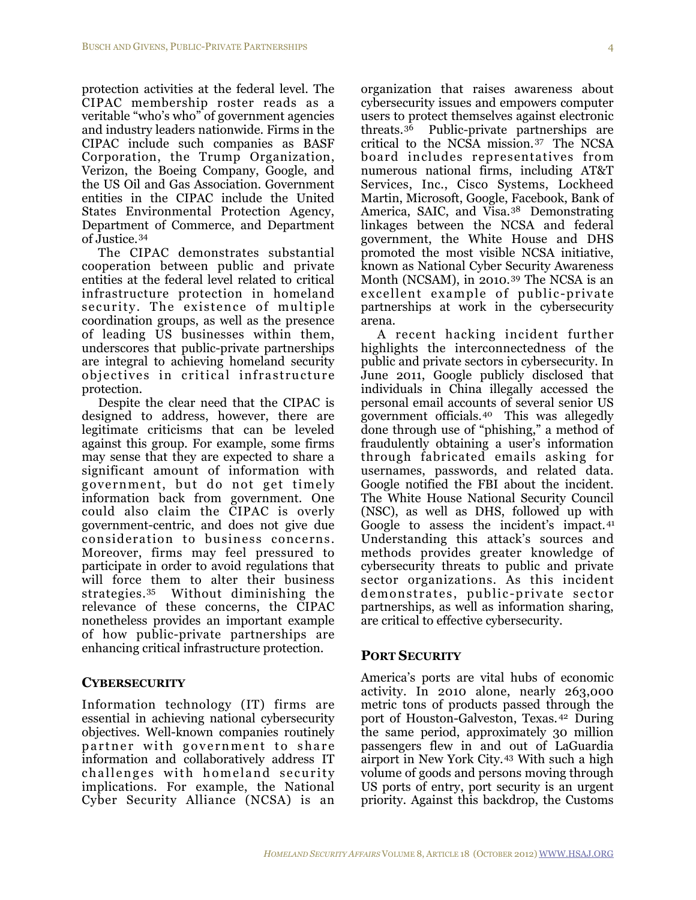protection activities at the federal level. The CIPAC membership roster reads as a veritable "who's who" of government agencies and industry leaders nationwide. Firms in the CIPAC include such companies as BASF Corporation, the Trump Organization, Verizon, the Boeing Company, Google, and the US Oil and Gas Association. Government entities in the CIPAC include the United States Environmental Protection Agency, Department of Commerce, and Department of Justice.[34]

The CIPAC demonstrates substantial cooperation between public and private entities at the federal level related to critical infrastructure protection in homeland security. The existence of multiple coordination groups, as well as the presence of leading US businesses within them, underscores that public-private partnerships are integral to achieving homeland security objectives in critical infrastructure protection.

Despite the clear need that the CIPAC is designed to address, however, there are legitimate criticisms that can be leveled against this group. For example, some firms may sense that they are expected to share a significant amount of information with government, but do not get timely information back from government. One could also claim the CIPAC is overly government-centric, and does not give due consideration to business concerns. Moreover, firms may feel pressured to participate in order to avoid regulations that will force them to alter their business strategies.[35] Without diminishing the relevance of these concerns, the CIPAC nonetheless provides an important example of how public-private partnerships are enhancing critical infrastructure protection.

## CYBERSECURITY

Information technology (IT) firms are essential in achieving national cybersecurity objectives. Well-known companies routinely partner with government to share information and collaboratively address IT challenges with homeland security implications. For example, the National Cyber Security Alliance (NCSA) is an organization that raises awareness about cybersecurity issues and empowers computer users to protect themselves against electronic threats.[36] Public-private partnerships are critical to the NCSA mission.[37] The NCSA board includes representatives from numerous national firms, including AT&T Services, Inc., Cisco Systems, Lockheed Martin, Microsoft, Google, Facebook, Bank of America, SAIC, and Visa.[38] Demonstrating linkages between the NCSA and federal government, the White House and DHS promoted the most visible NCSA initiative, known as National Cyber Security Awareness Month (NCSAM), in 2010.[39] The NCSA is an excellent example of public-private partnerships at work in the cybersecurity arena.

A recent hacking incident further highlights the interconnectedness of the public and private sectors in cybersecurity. In June 2011, Google publicly disclosed that individuals in China illegally accessed the personal email accounts of several senior US government officials.[40] This was allegedly done through use of "phishing," a method of fraudulently obtaining a user's information through fabricated emails asking for usernames, passwords, and related data. Google notified the FBI about the incident. The White House National Security Council (NSC), as well as DHS, followed up with Google to assess the incident's impact.[41] Understanding this attack's sources and methods provides greater knowledge of cybersecurity threats to public and private sector organizations. As this incident demonstrates, public-private sector partnerships, as well as information sharing, are critical to effective cybersecurity.

## PORT SECURITY

America's ports are vital hubs of economic activity. In 2010 alone, nearly 263,000 metric tons of products passed through the port of Houston-Galveston, Texas.[42] During the same period, approximately 30 million passengers flew in and out of LaGuardia airport in New York City.[43] With such a high volume of goods and persons moving through US ports of entry, port security is an urgent priority. Against this backdrop, the Customs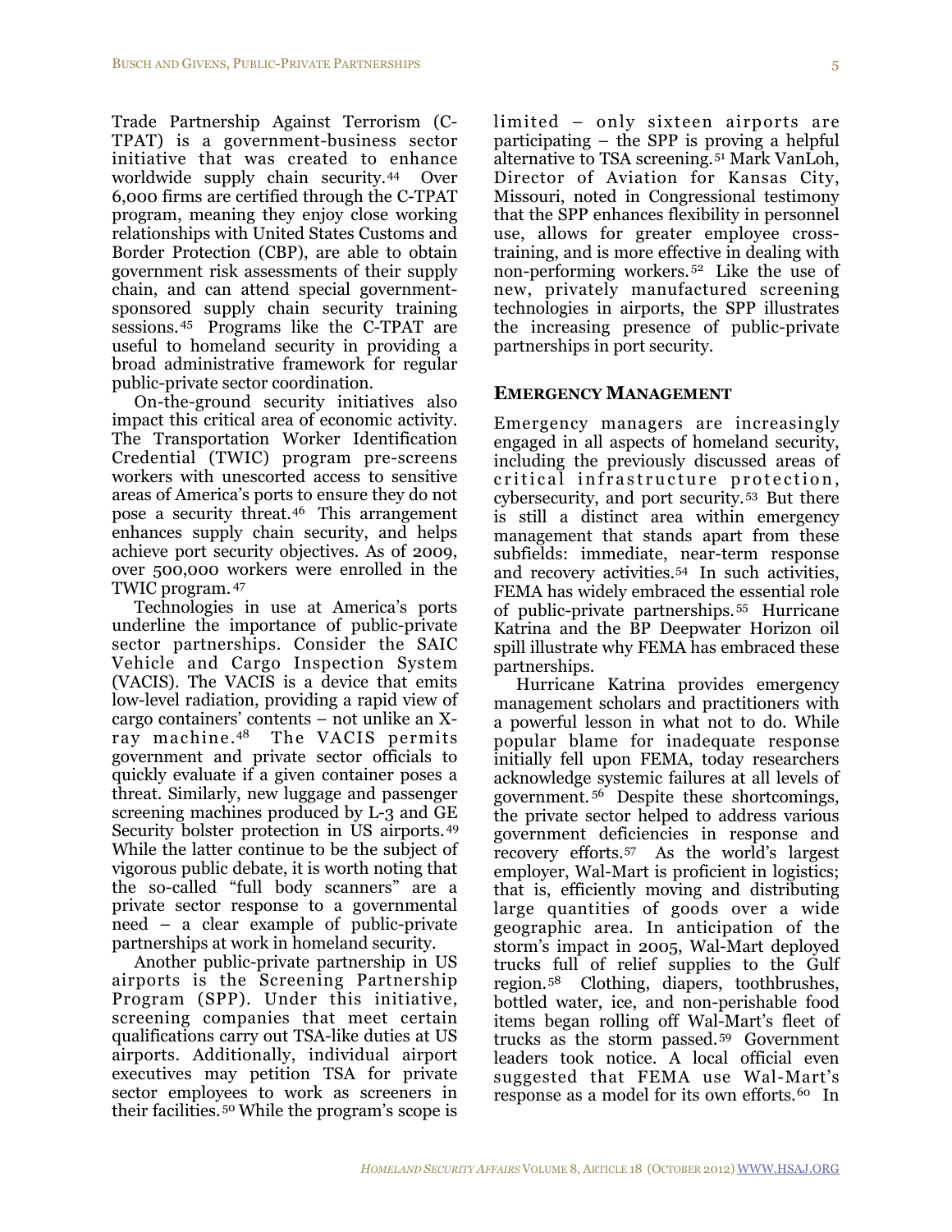Trade Partnership Against Terrorism (C-TPAT) is a government-business sector initiative that was created to enhance worldwide supply chain security.[44] Over 6,000 firms are certified through the C-TPAT program, meaning they enjoy close working relationships with United States Customs and Border Protection (CBP), are able to obtain government risk assessments of their supply chain, and can attend special government-sponsored supply chain security training sessions.[45] Programs like the C-TPAT are useful to homeland security in providing a broad administrative framework for regular public-private sector coordination.

On-the-ground security initiatives also impact this critical area of economic activity. The Transportation Worker Identification Credential (TWIC) program pre-screens workers with unescorted access to sensitive areas of America's ports to ensure they do not pose a security threat.[46] This arrangement enhances supply chain security, and helps achieve port security objectives. As of 2009, over 500,000 workers were enrolled in the TWIC program.[47]

Technologies in use at America's ports underline the importance of public-private sector partnerships. Consider the SAIC Vehicle and Cargo Inspection System (VACIS). The VACIS is a device that emits low-level radiation, providing a rapid view of cargo containers' contents – not unlike an X-ray machine.[48] The VACIS permits government and private sector officials to quickly evaluate if a given container poses a threat. Similarly, new luggage and passenger screening machines produced by L-3 and GE Security bolster protection in US airports.[49] While the latter continue to be the subject of vigorous public debate, it is worth noting that the so-called "full body scanners" are a private sector response to a governmental need – a clear example of public-private partnerships at work in homeland security.

Another public-private partnership in US airports is the Screening Partnership Program (SPP). Under this initiative, screening companies that meet certain qualifications carry out TSA-like duties at US airports. Additionally, individual airport executives may petition TSA for private sector employees to work as screeners in their facilities.[50] While the program's scope is limited – only sixteen airports are participating – the SPP is proving a helpful alternative to TSA screening.[51] Mark VanLoh, Director of Aviation for Kansas City, Missouri, noted in Congressional testimony that the SPP enhances flexibility in personnel use, allows for greater employee cross-training, and is more effective in dealing with non-performing workers.[52] Like the use of new, privately manufactured screening technologies in airports, the SPP illustrates the increasing presence of public-private partnerships in port security.

## Emergency Management

Emergency managers are increasingly engaged in all aspects of homeland security, including the previously discussed areas of critical infrastructure protection, cybersecurity, and port security.[53] But there is still a distinct area within emergency management that stands apart from these subfields: immediate, near-term response and recovery activities.[54] In such activities, FEMA has widely embraced the essential role of public-private partnerships.[55] Hurricane Katrina and the BP Deepwater Horizon oil spill illustrate why FEMA has embraced these partnerships.

Hurricane Katrina provides emergency management scholars and practitioners with a powerful lesson in what not to do. While popular blame for inadequate response initially fell upon FEMA, today researchers acknowledge systemic failures at all levels of government.[56] Despite these shortcomings, the private sector helped to address various government deficiencies in response and recovery efforts.[57] As the world's largest employer, Wal-Mart is proficient in logistics; that is, efficiently moving and distributing large quantities of goods over a wide geographic area. In anticipation of the storm's impact in 2005, Wal-Mart deployed trucks full of relief supplies to the Gulf region.[58] Clothing, diapers, toothbrushes, bottled water, ice, and non-perishable food items began rolling off Wal-Mart's fleet of trucks as the storm passed.[59] Government leaders took notice. A local official even suggested that FEMA use Wal-Mart's response as a model for its own efforts.[60] In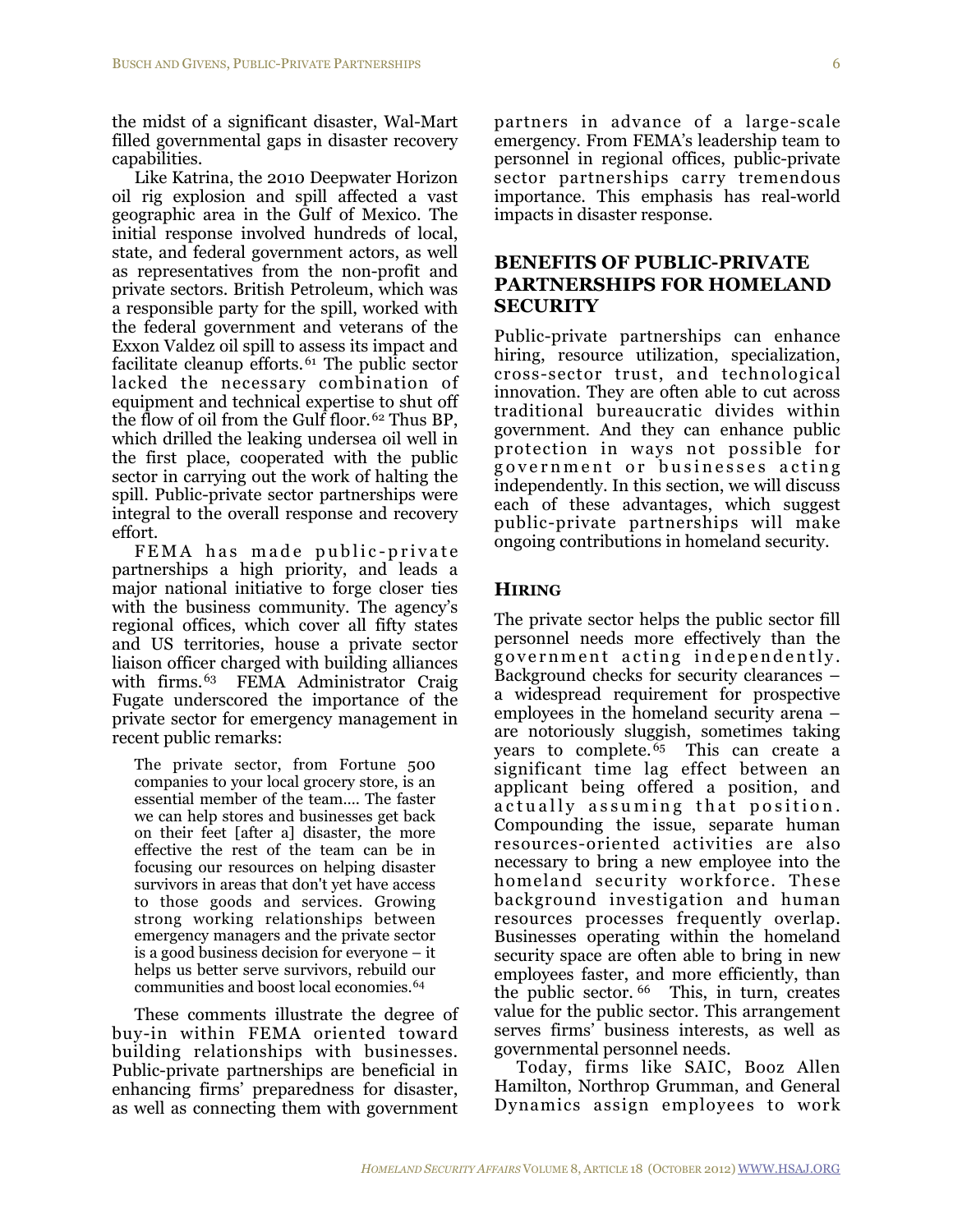the midst of a significant disaster, Wal-Mart filled governmental gaps in disaster recovery capabilities.

Like Katrina, the 2010 Deepwater Horizon oil rig explosion and spill affected a vast geographic area in the Gulf of Mexico. The initial response involved hundreds of local, state, and federal government actors, as well as representatives from the non-profit and private sectors. British Petroleum, which was a responsible party for the spill, worked with the federal government and veterans of the Exxon Valdez oil spill to assess its impact and facilitate cleanup efforts.[61] The public sector lacked the necessary combination of equipment and technical expertise to shut off the flow of oil from the Gulf floor.[62] Thus BP, which drilled the leaking undersea oil well in the first place, cooperated with the public sector in carrying out the work of halting the spill. Public-private sector partnerships were integral to the overall response and recovery effort.

FEMA has made public-private partnerships a high priority, and leads a major national initiative to forge closer ties with the business community. The agency's regional offices, which cover all fifty states and US territories, house a private sector liaison officer charged with building alliances with firms.[63] FEMA Administrator Craig Fugate underscored the importance of the private sector for emergency management in recent public remarks:

> The private sector, from Fortune 500 companies to your local grocery store, is an essential member of the team…. The faster we can help stores and businesses get back on their feet [after a] disaster, the more effective the rest of the team can be in focusing our resources on helping disaster survivors in areas that don't yet have access to those goods and services. Growing strong working relationships between emergency managers and the private sector is a good business decision for everyone – it helps us better serve survivors, rebuild our communities and boost local economies.[64]

These comments illustrate the degree of buy-in within FEMA oriented toward building relationships with businesses. Public-private partnerships are beneficial in enhancing firms' preparedness for disaster, as well as connecting them with government partners in advance of a large-scale emergency. From FEMA's leadership team to personnel in regional offices, public-private sector partnerships carry tremendous importance. This emphasis has real-world impacts in disaster response.

## BENEFITS OF PUBLIC-PRIVATE PARTNERSHIPS FOR HOMELAND SECURITY

Public-private partnerships can enhance hiring, resource utilization, specialization, cross-sector trust, and technological innovation. They are often able to cut across traditional bureaucratic divides within government. And they can enhance public protection in ways not possible for government or businesses acting independently. In this section, we will discuss each of these advantages, which suggest public-private partnerships will make ongoing contributions in homeland security.

### HIRING

The private sector helps the public sector fill personnel needs more effectively than the government acting independently. Background checks for security clearances – a widespread requirement for prospective employees in the homeland security arena – are notoriously sluggish, sometimes taking years to complete.[65] This can create a significant time lag effect between an applicant being offered a position, and actually assuming that position. Compounding the issue, separate human resources-oriented activities are also necessary to bring a new employee into the homeland security workforce. These background investigation and human resources processes frequently overlap. Businesses operating within the homeland security space are often able to bring in new employees faster, and more efficiently, than the public sector.[66] This, in turn, creates value for the public sector. This arrangement serves firms' business interests, as well as governmental personnel needs.

Today, firms like SAIC, Booz Allen Hamilton, Northrop Grumman, and General Dynamics assign employees to work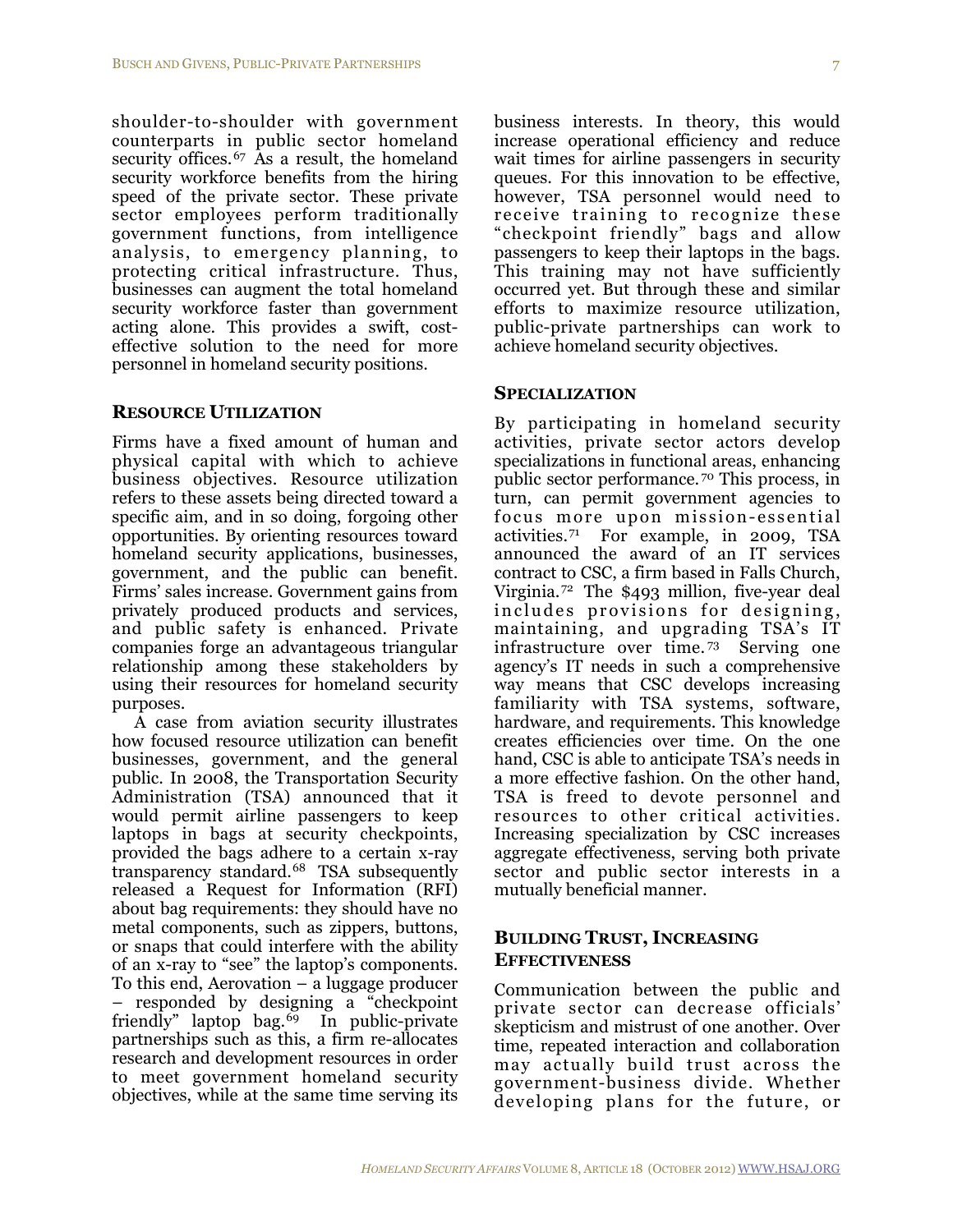shoulder-to-shoulder with government counterparts in public sector homeland security offices.[67] As a result, the homeland security workforce benefits from the hiring speed of the private sector. These private sector employees perform traditionally government functions, from intelligence analysis, to emergency planning, to protecting critical infrastructure. Thus, businesses can augment the total homeland security workforce faster than government acting alone. This provides a swift, cost-effective solution to the need for more personnel in homeland security positions.

## Resource Utilization

Firms have a fixed amount of human and physical capital with which to achieve business objectives. Resource utilization refers to these assets being directed toward a specific aim, and in so doing, forgoing other opportunities. By orienting resources toward homeland security applications, businesses, government, and the public can benefit. Firms' sales increase. Government gains from privately produced products and services, and public safety is enhanced. Private companies forge an advantageous triangular relationship among these stakeholders by using their resources for homeland security purposes.

A case from aviation security illustrates how focused resource utilization can benefit businesses, government, and the general public. In 2008, the Transportation Security Administration (TSA) announced that it would permit airline passengers to keep laptops in bags at security checkpoints, provided the bags adhere to a certain x-ray transparency standard.[68] TSA subsequently released a Request for Information (RFI) about bag requirements: they should have no metal components, such as zippers, buttons, or snaps that could interfere with the ability of an x-ray to "see" the laptop's components. To this end, Aerovation – a luggage producer – responded by designing a "checkpoint friendly" laptop bag.[69] In public-private partnerships such as this, a firm re-allocates research and development resources in order to meet government homeland security objectives, while at the same time serving its business interests. In theory, this would increase operational efficiency and reduce wait times for airline passengers in security queues. For this innovation to be effective, however, TSA personnel would need to receive training to recognize these "checkpoint friendly" bags and allow passengers to keep their laptops in the bags. This training may not have sufficiently occurred yet. But through these and similar efforts to maximize resource utilization, public-private partnerships can work to achieve homeland security objectives.

## Specialization

By participating in homeland security activities, private sector actors develop specializations in functional areas, enhancing public sector performance.[70] This process, in turn, can permit government agencies to focus more upon mission-essential activities.[71] For example, in 2009, TSA announced the award of an IT services contract to CSC, a firm based in Falls Church, Virginia.[72] The $493 million, five-year deal includes provisions for designing, maintaining, and upgrading TSA's IT infrastructure over time.[73] Serving one agency's IT needs in such a comprehensive way means that CSC develops increasing familiarity with TSA systems, software, hardware, and requirements. This knowledge creates efficiencies over time. On the one hand, CSC is able to anticipate TSA's needs in a more effective fashion. On the other hand, TSA is freed to devote personnel and resources to other critical activities. Increasing specialization by CSC increases aggregate effectiveness, serving both private sector and public sector interests in a mutually beneficial manner.

## Building Trust, Increasing Effectiveness

Communication between the public and private sector can decrease officials' skepticism and mistrust of one another. Over time, repeated interaction and collaboration may actually build trust across the government-business divide. Whether developing plans for the future, or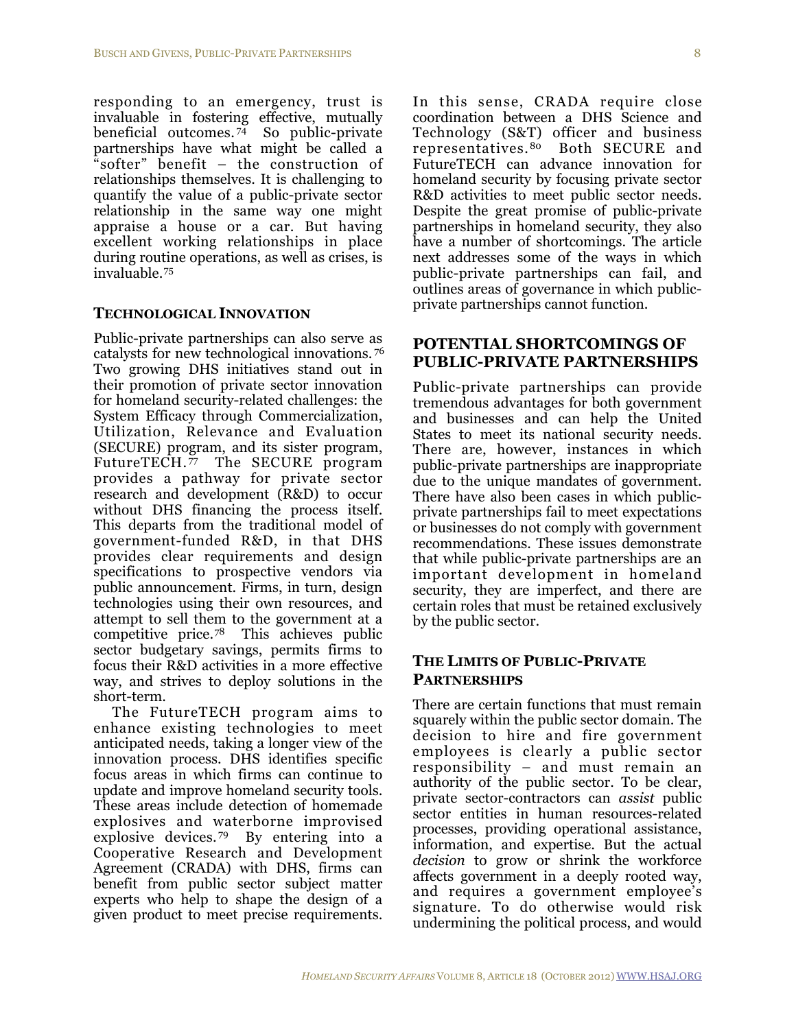responding to an emergency, trust is invaluable in fostering effective, mutually beneficial outcomes.[74] So public-private partnerships have what might be called a "softer" benefit – the construction of relationships themselves. It is challenging to quantify the value of a public-private sector relationship in the same way one might appraise a house or a car. But having excellent working relationships in place during routine operations, as well as crises, is invaluable.[75]

### TECHNOLOGICAL INNOVATION

Public-private partnerships can also serve as catalysts for new technological innovations.[76] Two growing DHS initiatives stand out in their promotion of private sector innovation for homeland security-related challenges: the System Efficacy through Commercialization, Utilization, Relevance and Evaluation (SECURE) program, and its sister program, FutureTECH.[77] The SECURE program provides a pathway for private sector research and development (R&D) to occur without DHS financing the process itself. This departs from the traditional model of government-funded R&D, in that DHS provides clear requirements and design specifications to prospective vendors via public announcement. Firms, in turn, design technologies using their own resources, and attempt to sell them to the government at a competitive price.[78] This achieves public sector budgetary savings, permits firms to focus their R&D activities in a more effective way, and strives to deploy solutions in the short-term.

The FutureTECH program aims to enhance existing technologies to meet anticipated needs, taking a longer view of the innovation process. DHS identifies specific focus areas in which firms can continue to update and improve homeland security tools. These areas include detection of homemade explosives and waterborne improvised explosive devices.[79] By entering into a Cooperative Research and Development Agreement (CRADA) with DHS, firms can benefit from public sector subject matter experts who help to shape the design of a given product to meet precise requirements. In this sense, CRADA require close coordination between a DHS Science and Technology (S&T) officer and business representatives.[80] Both SECURE and FutureTECH can advance innovation for homeland security by focusing private sector R&D activities to meet public sector needs. Despite the great promise of public-private partnerships in homeland security, they also have a number of shortcomings. The article next addresses some of the ways in which public-private partnerships can fail, and outlines areas of governance in which public-private partnerships cannot function.

## POTENTIAL SHORTCOMINGS OF PUBLIC-PRIVATE PARTNERSHIPS

Public-private partnerships can provide tremendous advantages for both government and businesses and can help the United States to meet its national security needs. There are, however, instances in which public-private partnerships are inappropriate due to the unique mandates of government. There have also been cases in which public-private partnerships fail to meet expectations or businesses do not comply with government recommendations. These issues demonstrate that while public-private partnerships are an important development in homeland security, they are imperfect, and there are certain roles that must be retained exclusively by the public sector.

### THE LIMITS OF PUBLIC-PRIVATE PARTNERSHIPS

There are certain functions that must remain squarely within the public sector domain. The decision to hire and fire government employees is clearly a public sector responsibility – and must remain an authority of the public sector. To be clear, private sector-contractors can *assist* public sector entities in human resources-related processes, providing operational assistance, information, and expertise. But the actual *decision* to grow or shrink the workforce affects government in a deeply rooted way, and requires a government employee's signature. To do otherwise would risk undermining the political process, and would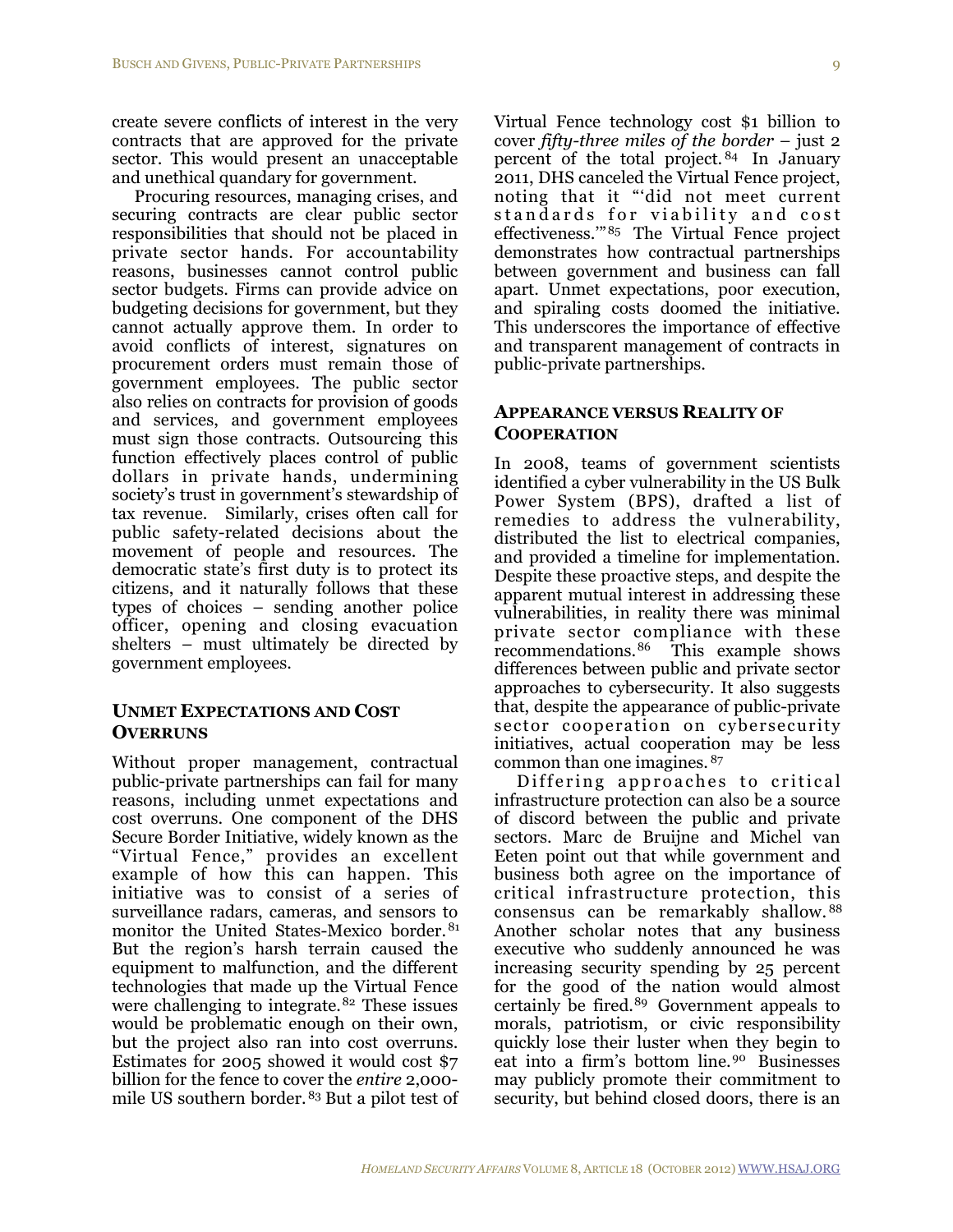create severe conflicts of interest in the very contracts that are approved for the private sector. This would present an unacceptable and unethical quandary for government.

Procuring resources, managing crises, and securing contracts are clear public sector responsibilities that should not be placed in private sector hands. For accountability reasons, businesses cannot control public sector budgets. Firms can provide advice on budgeting decisions for government, but they cannot actually approve them. In order to avoid conflicts of interest, signatures on procurement orders must remain those of government employees. The public sector also relies on contracts for provision of goods and services, and government employees must sign those contracts. Outsourcing this function effectively places control of public dollars in private hands, undermining society's trust in government's stewardship of tax revenue. Similarly, crises often call for public safety-related decisions about the movement of people and resources. The democratic state's first duty is to protect its citizens, and it naturally follows that these types of choices – sending another police officer, opening and closing evacuation shelters – must ultimately be directed by government employees.

## Unmet Expectations and Cost Overruns

Without proper management, contractual public-private partnerships can fail for many reasons, including unmet expectations and cost overruns. One component of the DHS Secure Border Initiative, widely known as the "Virtual Fence," provides an excellent example of how this can happen. This initiative was to consist of a series of surveillance radars, cameras, and sensors to monitor the United States-Mexico border.[81] But the region's harsh terrain caused the equipment to malfunction, and the different technologies that made up the Virtual Fence were challenging to integrate.[82] These issues would be problematic enough on their own, but the project also ran into cost overruns. Estimates for 2005 showed it would cost $7 billion for the fence to cover the *entire* 2,000-mile US southern border.[83] But a pilot test of Virtual Fence technology cost $1 billion to cover *fifty-three miles of the border* – just 2 percent of the total project.[84] In January 2011, DHS canceled the Virtual Fence project, noting that it "'did not meet current standards for viability and cost effectiveness.'"[85] The Virtual Fence project demonstrates how contractual partnerships between government and business can fall apart. Unmet expectations, poor execution, and spiraling costs doomed the initiative. This underscores the importance of effective and transparent management of contracts in public-private partnerships.

## Appearance versus Reality of Cooperation

In 2008, teams of government scientists identified a cyber vulnerability in the US Bulk Power System (BPS), drafted a list of remedies to address the vulnerability, distributed the list to electrical companies, and provided a timeline for implementation. Despite these proactive steps, and despite the apparent mutual interest in addressing these vulnerabilities, in reality there was minimal private sector compliance with these recommendations.[86] This example shows differences between public and private sector approaches to cybersecurity. It also suggests that, despite the appearance of public-private sector cooperation on cybersecurity initiatives, actual cooperation may be less common than one imagines.[87]

Differing approaches to critical infrastructure protection can also be a source of discord between the public and private sectors. Marc de Bruijne and Michel van Eeten point out that while government and business both agree on the importance of critical infrastructure protection, this consensus can be remarkably shallow.[88] Another scholar notes that any business executive who suddenly announced he was increasing security spending by 25 percent for the good of the nation would almost certainly be fired.[89] Government appeals to morals, patriotism, or civic responsibility quickly lose their luster when they begin to eat into a firm's bottom line.[90] Businesses may publicly promote their commitment to security, but behind closed doors, there is an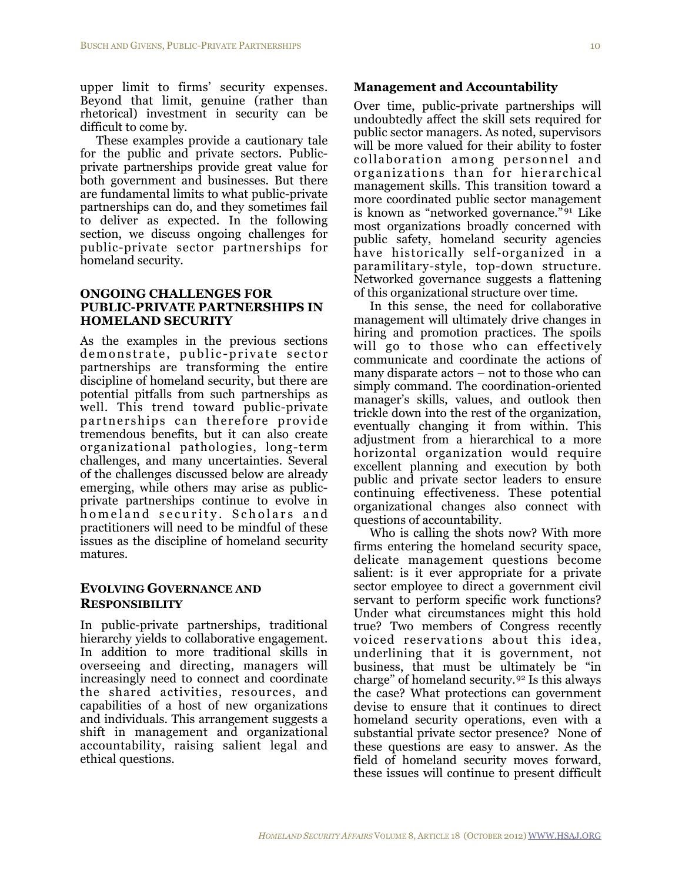upper limit to firms' security expenses. Beyond that limit, genuine (rather than rhetorical) investment in security can be difficult to come by.

These examples provide a cautionary tale for the public and private sectors. Public-private partnerships provide great value for both government and businesses. But there are fundamental limits to what public-private partnerships can do, and they sometimes fail to deliver as expected. In the following section, we discuss ongoing challenges for public-private sector partnerships for homeland security.

## ONGOING CHALLENGES FOR PUBLIC-PRIVATE PARTNERSHIPS IN HOMELAND SECURITY

As the examples in the previous sections demonstrate, public-private sector partnerships are transforming the entire discipline of homeland security, but there are potential pitfalls from such partnerships as well. This trend toward public-private partnerships can therefore provide tremendous benefits, but it can also create organizational pathologies, long-term challenges, and many uncertainties. Several of the challenges discussed below are already emerging, while others may arise as public-private partnerships continue to evolve in homeland security. Scholars and practitioners will need to be mindful of these issues as the discipline of homeland security matures.

### EVOLVING GOVERNANCE AND RESPONSIBILITY

In public-private partnerships, traditional hierarchy yields to collaborative engagement. In addition to more traditional skills in overseeing and directing, managers will increasingly need to connect and coordinate the shared activities, resources, and capabilities of a host of new organizations and individuals. This arrangement suggests a shift in management and organizational accountability, raising salient legal and ethical questions.

#### Management and Accountability

Over time, public-private partnerships will undoubtedly affect the skill sets required for public sector managers. As noted, supervisors will be more valued for their ability to foster collaboration among personnel and organizations than for hierarchical management skills. This transition toward a more coordinated public sector management is known as "networked governance."[91] Like most organizations broadly concerned with public safety, homeland security agencies have historically self-organized in a paramilitary-style, top-down structure. Networked governance suggests a flattening of this organizational structure over time.

In this sense, the need for collaborative management will ultimately drive changes in hiring and promotion practices. The spoils will go to those who can effectively communicate and coordinate the actions of many disparate actors – not to those who can simply command. The coordination-oriented manager's skills, values, and outlook then trickle down into the rest of the organization, eventually changing it from within. This adjustment from a hierarchical to a more horizontal organization would require excellent planning and execution by both public and private sector leaders to ensure continuing effectiveness. These potential organizational changes also connect with questions of accountability.

Who is calling the shots now? With more firms entering the homeland security space, delicate management questions become salient: is it ever appropriate for a private sector employee to direct a government civil servant to perform specific work functions? Under what circumstances might this hold true? Two members of Congress recently voiced reservations about this idea, underlining that it is government, not business, that must be ultimately be "in charge" of homeland security.[92] Is this always the case? What protections can government devise to ensure that it continues to direct homeland security operations, even with a substantial private sector presence? None of these questions are easy to answer. As the field of homeland security moves forward, these issues will continue to present difficult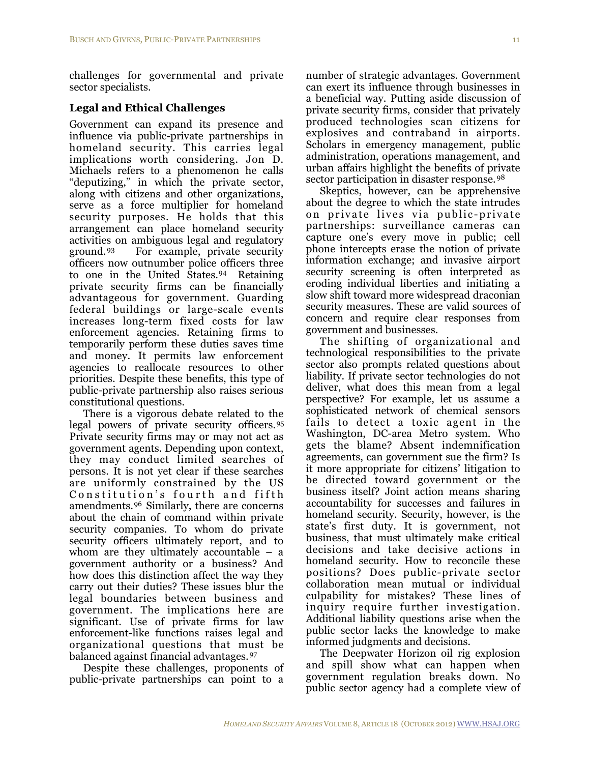challenges for governmental and private sector specialists.

### Legal and Ethical Challenges

Government can expand its presence and influence via public-private partnerships in homeland security. This carries legal implications worth considering. Jon D. Michaels refers to a phenomenon he calls "deputizing," in which the private sector, along with citizens and other organizations, serve as a force multiplier for homeland security purposes. He holds that this arrangement can place homeland security activities on ambiguous legal and regulatory ground.[93] For example, private security officers now outnumber police officers three to one in the United States.[94] Retaining private security firms can be financially advantageous for government. Guarding federal buildings or large-scale events increases long-term fixed costs for law enforcement agencies. Retaining firms to temporarily perform these duties saves time and money. It permits law enforcement agencies to reallocate resources to other priorities. Despite these benefits, this type of public-private partnership also raises serious constitutional questions.

There is a vigorous debate related to the legal powers of private security officers.[95] Private security firms may or may not act as government agents. Depending upon context, they may conduct limited searches of persons. It is not yet clear if these searches are uniformly constrained by the US Constitution's fourth and fifth amendments.[96] Similarly, there are concerns about the chain of command within private security companies. To whom do private security officers ultimately report, and to whom are they ultimately accountable – a government authority or a business? And how does this distinction affect the way they carry out their duties? These issues blur the legal boundaries between business and government. The implications here are significant. Use of private firms for law enforcement-like functions raises legal and organizational questions that must be balanced against financial advantages.[97]

Despite these challenges, proponents of public-private partnerships can point to a number of strategic advantages. Government can exert its influence through businesses in a beneficial way. Putting aside discussion of private security firms, consider that privately produced technologies scan citizens for explosives and contraband in airports. Scholars in emergency management, public administration, operations management, and urban affairs highlight the benefits of private sector participation in disaster response.[98]

Skeptics, however, can be apprehensive about the degree to which the state intrudes on private lives via public-private partnerships: surveillance cameras can capture one's every move in public; cell phone intercepts erase the notion of private information exchange; and invasive airport security screening is often interpreted as eroding individual liberties and initiating a slow shift toward more widespread draconian security measures. These are valid sources of concern and require clear responses from government and businesses.

The shifting of organizational and technological responsibilities to the private sector also prompts related questions about liability. If private sector technologies do not deliver, what does this mean from a legal perspective? For example, let us assume a sophisticated network of chemical sensors fails to detect a toxic agent in the Washington, DC-area Metro system. Who gets the blame? Absent indemnification agreements, can government sue the firm? Is it more appropriate for citizens' litigation to be directed toward government or the business itself? Joint action means sharing accountability for successes and failures in homeland security. Security, however, is the state's first duty. It is government, not business, that must ultimately make critical decisions and take decisive actions in homeland security. How to reconcile these positions? Does public-private sector collaboration mean mutual or individual culpability for mistakes? These lines of inquiry require further investigation. Additional liability questions arise when the public sector lacks the knowledge to make informed judgments and decisions.

The Deepwater Horizon oil rig explosion and spill show what can happen when government regulation breaks down. No public sector agency had a complete view of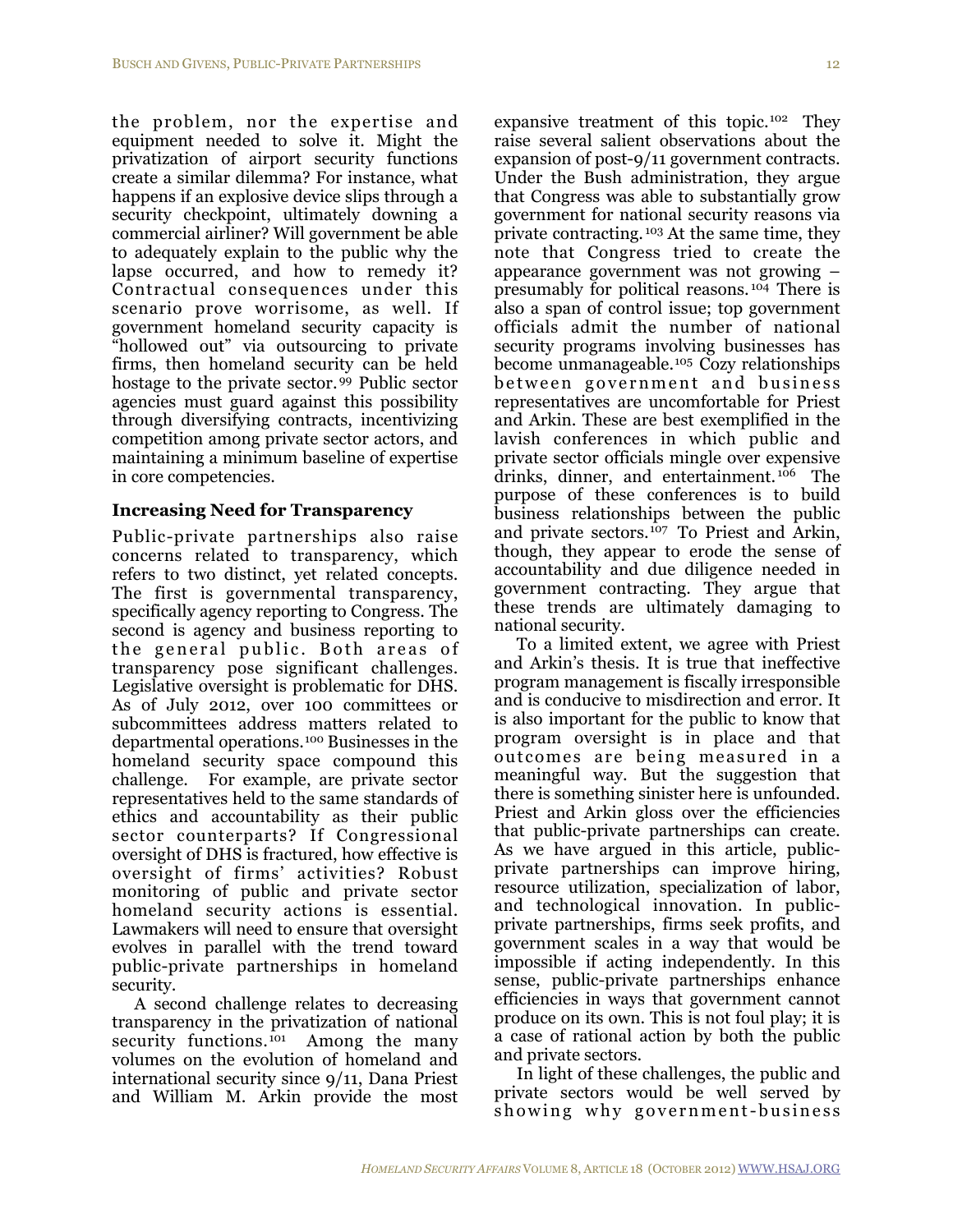the problem, nor the expertise and equipment needed to solve it. Might the privatization of airport security functions create a similar dilemma? For instance, what happens if an explosive device slips through a security checkpoint, ultimately downing a commercial airliner? Will government be able to adequately explain to the public why the lapse occurred, and how to remedy it? Contractual consequences under this scenario prove worrisome, as well. If government homeland security capacity is "hollowed out" via outsourcing to private firms, then homeland security can be held hostage to the private sector.[99] Public sector agencies must guard against this possibility through diversifying contracts, incentivizing competition among private sector actors, and maintaining a minimum baseline of expertise in core competencies.

### Increasing Need for Transparency

Public-private partnerships also raise concerns related to transparency, which refers to two distinct, yet related concepts. The first is governmental transparency, specifically agency reporting to Congress. The second is agency and business reporting to the general public. Both areas of transparency pose significant challenges. Legislative oversight is problematic for DHS. As of July 2012, over 100 committees or subcommittees address matters related to departmental operations.[100] Businesses in the homeland security space compound this challenge. For example, are private sector representatives held to the same standards of ethics and accountability as their public sector counterparts? If Congressional oversight of DHS is fractured, how effective is oversight of firms' activities? Robust monitoring of public and private sector homeland security actions is essential. Lawmakers will need to ensure that oversight evolves in parallel with the trend toward public-private partnerships in homeland security.

A second challenge relates to decreasing transparency in the privatization of national security functions.[101] Among the many volumes on the evolution of homeland and international security since 9/11, Dana Priest and William M. Arkin provide the most expansive treatment of this topic.[102] They raise several salient observations about the expansion of post-9/11 government contracts. Under the Bush administration, they argue that Congress was able to substantially grow government for national security reasons via private contracting.[103] At the same time, they note that Congress tried to create the appearance government was not growing – presumably for political reasons.[104] There is also a span of control issue; top government officials admit the number of national security programs involving businesses has become unmanageable.[105] Cozy relationships between government and business representatives are uncomfortable for Priest and Arkin. These are best exemplified in the lavish conferences in which public and private sector officials mingle over expensive drinks, dinner, and entertainment.[106] The purpose of these conferences is to build business relationships between the public and private sectors.[107] To Priest and Arkin, though, they appear to erode the sense of accountability and due diligence needed in government contracting. They argue that these trends are ultimately damaging to national security.

To a limited extent, we agree with Priest and Arkin's thesis. It is true that ineffective program management is fiscally irresponsible and is conducive to misdirection and error. It is also important for the public to know that program oversight is in place and that outcomes are being measured in a meaningful way. But the suggestion that there is something sinister here is unfounded. Priest and Arkin gloss over the efficiencies that public-private partnerships can create. As we have argued in this article, public-private partnerships can improve hiring, resource utilization, specialization of labor, and technological innovation. In public-private partnerships, firms seek profits, and government scales in a way that would be impossible if acting independently. In this sense, public-private partnerships enhance efficiencies in ways that government cannot produce on its own. This is not foul play; it is a case of rational action by both the public and private sectors.

In light of these challenges, the public and private sectors would be well served by showing why government-business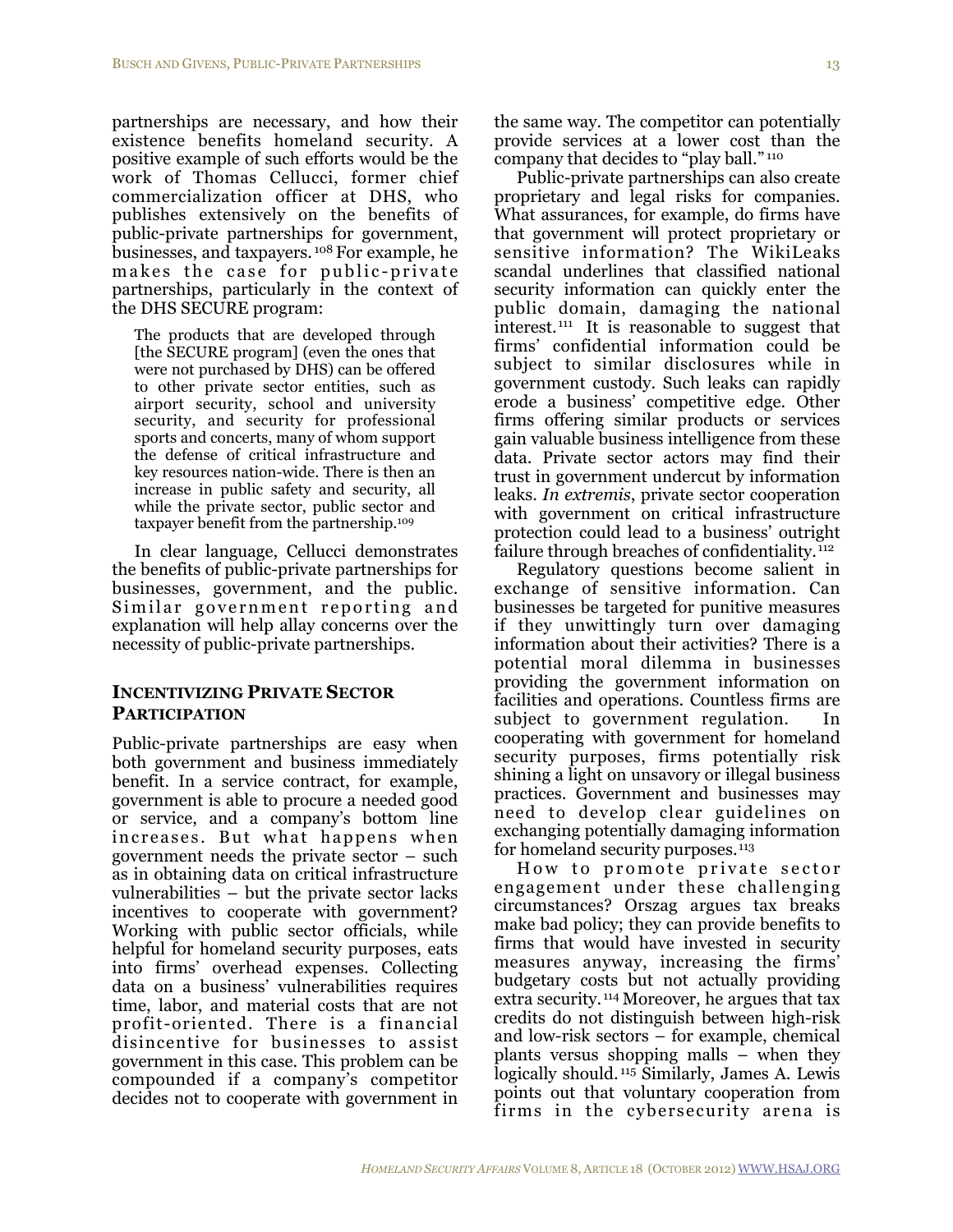partnerships are necessary, and how their existence benefits homeland security. A positive example of such efforts would be the work of Thomas Cellucci, former chief commercialization officer at DHS, who publishes extensively on the benefits of public-private partnerships for government, businesses, and taxpayers.[108] For example, he makes the case for public-private partnerships, particularly in the context of the DHS SECURE program:

> The products that are developed through [the SECURE program] (even the ones that were not purchased by DHS) can be offered to other private sector entities, such as airport security, school and university security, and security for professional sports and concerts, many of whom support the defense of critical infrastructure and key resources nation-wide. There is then an increase in public safety and security, all while the private sector, public sector and taxpayer benefit from the partnership.[109]

In clear language, Cellucci demonstrates the benefits of public-private partnerships for businesses, government, and the public. Similar government reporting and explanation will help allay concerns over the necessity of public-private partnerships.

## Incentivizing Private Sector Participation

Public-private partnerships are easy when both government and business immediately benefit. In a service contract, for example, government is able to procure a needed good or service, and a company's bottom line increases. But what happens when government needs the private sector – such as in obtaining data on critical infrastructure vulnerabilities – but the private sector lacks incentives to cooperate with government? Working with public sector officials, while helpful for homeland security purposes, eats into firms' overhead expenses. Collecting data on a business' vulnerabilities requires time, labor, and material costs that are not profit-oriented. There is a financial disincentive for businesses to assist government in this case. This problem can be compounded if a company's competitor decides not to cooperate with government in the same way. The competitor can potentially provide services at a lower cost than the company that decides to "play ball."[110]

Public-private partnerships can also create proprietary and legal risks for companies. What assurances, for example, do firms have that government will protect proprietary or sensitive information? The WikiLeaks scandal underlines that classified national security information can quickly enter the public domain, damaging the national interest.[111] It is reasonable to suggest that firms' confidential information could be subject to similar disclosures while in government custody. Such leaks can rapidly erode a business' competitive edge. Other firms offering similar products or services gain valuable business intelligence from these data. Private sector actors may find their trust in government undercut by information leaks. *In extremis*, private sector cooperation with government on critical infrastructure protection could lead to a business' outright failure through breaches of confidentiality.[112]

Regulatory questions become salient in exchange of sensitive information. Can businesses be targeted for punitive measures if they unwittingly turn over damaging information about their activities? There is a potential moral dilemma in businesses providing the government information on facilities and operations. Countless firms are subject to government regulation. In cooperating with government for homeland security purposes, firms potentially risk shining a light on unsavory or illegal business practices. Government and businesses may need to develop clear guidelines on exchanging potentially damaging information for homeland security purposes.[113]

How to promote private sector engagement under these challenging circumstances? Orszag argues tax breaks make bad policy; they can provide benefits to firms that would have invested in security measures anyway, increasing the firms' budgetary costs but not actually providing extra security.[114] Moreover, he argues that tax credits do not distinguish between high-risk and low-risk sectors – for example, chemical plants versus shopping malls – when they logically should.[115] Similarly, James A. Lewis points out that voluntary cooperation from firms in the cybersecurity arena is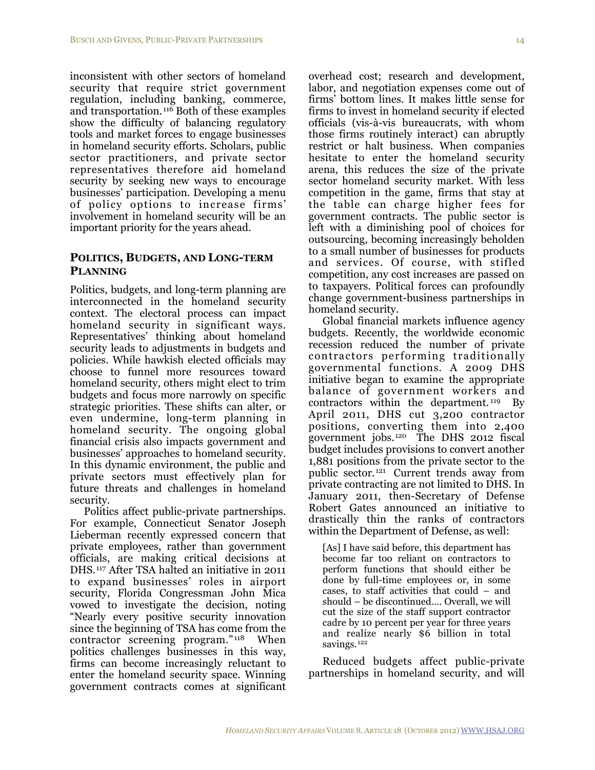inconsistent with other sectors of homeland security that require strict government regulation, including banking, commerce, and transportation.[116] Both of these examples show the difficulty of balancing regulatory tools and market forces to engage businesses in homeland security efforts. Scholars, public sector practitioners, and private sector representatives therefore aid homeland security by seeking new ways to encourage businesses' participation. Developing a menu of policy options to increase firms' involvement in homeland security will be an important priority for the years ahead.

## POLITICS, BUDGETS, AND LONG-TERM PLANNING

Politics, budgets, and long-term planning are interconnected in the homeland security context. The electoral process can impact homeland security in significant ways. Representatives' thinking about homeland security leads to adjustments in budgets and policies. While hawkish elected officials may choose to funnel more resources toward homeland security, others might elect to trim budgets and focus more narrowly on specific strategic priorities. These shifts can alter, or even undermine, long-term planning in homeland security. The ongoing global financial crisis also impacts government and businesses' approaches to homeland security. In this dynamic environment, the public and private sectors must effectively plan for future threats and challenges in homeland security.

Politics affect public-private partnerships. For example, Connecticut Senator Joseph Lieberman recently expressed concern that private employees, rather than government officials, are making critical decisions at DHS.[117] After TSA halted an initiative in 2011 to expand businesses' roles in airport security, Florida Congressman John Mica vowed to investigate the decision, noting "Nearly every positive security innovation since the beginning of TSA has come from the contractor screening program."[118] When politics challenges businesses in this way, firms can become increasingly reluctant to enter the homeland security space. Winning government contracts comes at significant overhead cost; research and development, labor, and negotiation expenses come out of firms' bottom lines. It makes little sense for firms to invest in homeland security if elected officials (vis-à-vis bureaucrats, with whom those firms routinely interact) can abruptly restrict or halt business. When companies hesitate to enter the homeland security arena, this reduces the size of the private sector homeland security market. With less competition in the game, firms that stay at the table can charge higher fees for government contracts. The public sector is left with a diminishing pool of choices for outsourcing, becoming increasingly beholden to a small number of businesses for products and services. Of course, with stifled competition, any cost increases are passed on to taxpayers. Political forces can profoundly change government-business partnerships in homeland security.

Global financial markets influence agency budgets. Recently, the worldwide economic recession reduced the number of private contractors performing traditionally governmental functions. A 2009 DHS initiative began to examine the appropriate balance of government workers and contractors within the department.[119] By April 2011, DHS cut 3,200 contractor positions, converting them into 2,400 government jobs.[120] The DHS 2012 fiscal budget includes provisions to convert another 1,881 positions from the private sector to the public sector.[121] Current trends away from private contracting are not limited to DHS. In January 2011, then-Secretary of Defense Robert Gates announced an initiative to drastically thin the ranks of contractors within the Department of Defense, as well:

> [As] I have said before, this department has become far too reliant on contractors to perform functions that should either be done by full-time employees or, in some cases, to staff activities that could – and should – be discontinued.... Overall, we will cut the size of the staff support contractor cadre by 10 percent per year for three years and realize nearly $6 billion in total savings.[122]

Reduced budgets affect public-private partnerships in homeland security, and will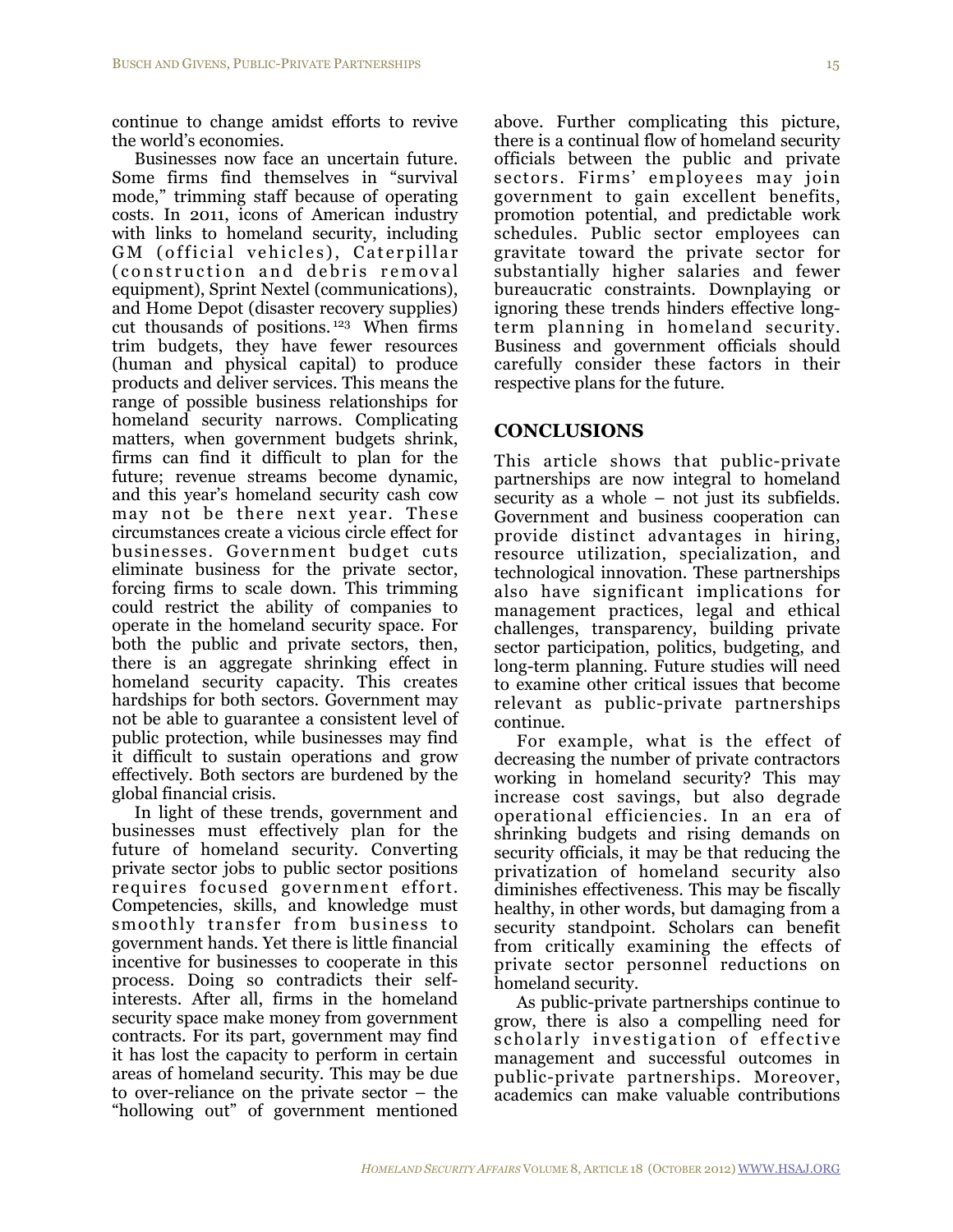continue to change amidst efforts to revive the world's economies.

Businesses now face an uncertain future. Some firms find themselves in "survival mode," trimming staff because of operating costs. In 2011, icons of American industry with links to homeland security, including GM (official vehicles), Caterpillar (construction and debris removal equipment), Sprint Nextel (communications), and Home Depot (disaster recovery supplies) cut thousands of positions.[123] When firms trim budgets, they have fewer resources (human and physical capital) to produce products and deliver services. This means the range of possible business relationships for homeland security narrows. Complicating matters, when government budgets shrink, firms can find it difficult to plan for the future; revenue streams become dynamic, and this year's homeland security cash cow may not be there next year. These circumstances create a vicious circle effect for businesses. Government budget cuts eliminate business for the private sector, forcing firms to scale down. This trimming could restrict the ability of companies to operate in the homeland security space. For both the public and private sectors, then, there is an aggregate shrinking effect in homeland security capacity. This creates hardships for both sectors. Government may not be able to guarantee a consistent level of public protection, while businesses may find it difficult to sustain operations and grow effectively. Both sectors are burdened by the global financial crisis.

In light of these trends, government and businesses must effectively plan for the future of homeland security. Converting private sector jobs to public sector positions requires focused government effort. Competencies, skills, and knowledge must smoothly transfer from business to government hands. Yet there is little financial incentive for businesses to cooperate in this process. Doing so contradicts their self-interests. After all, firms in the homeland security space make money from government contracts. For its part, government may find it has lost the capacity to perform in certain areas of homeland security. This may be due to over-reliance on the private sector – the "hollowing out" of government mentioned above. Further complicating this picture, there is a continual flow of homeland security officials between the public and private sectors. Firms' employees may join government to gain excellent benefits, promotion potential, and predictable work schedules. Public sector employees can gravitate toward the private sector for substantially higher salaries and fewer bureaucratic constraints. Downplaying or ignoring these trends hinders effective long-term planning in homeland security. Business and government officials should carefully consider these factors in their respective plans for the future.

## CONCLUSIONS

This article shows that public-private partnerships are now integral to homeland security as a whole – not just its subfields. Government and business cooperation can provide distinct advantages in hiring, resource utilization, specialization, and technological innovation. These partnerships also have significant implications for management practices, legal and ethical challenges, transparency, building private sector participation, politics, budgeting, and long-term planning. Future studies will need to examine other critical issues that become relevant as public-private partnerships continue.

For example, what is the effect of decreasing the number of private contractors working in homeland security? This may increase cost savings, but also degrade operational efficiencies. In an era of shrinking budgets and rising demands on security officials, it may be that reducing the privatization of homeland security also diminishes effectiveness. This may be fiscally healthy, in other words, but damaging from a security standpoint. Scholars can benefit from critically examining the effects of private sector personnel reductions on homeland security.

As public-private partnerships continue to grow, there is also a compelling need for scholarly investigation of effective management and successful outcomes in public-private partnerships. Moreover, academics can make valuable contributions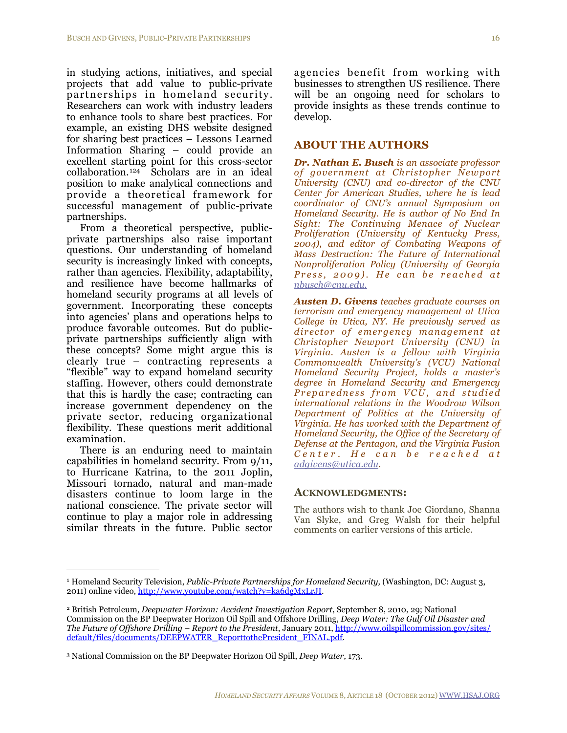in studying actions, initiatives, and special projects that add value to public-private partnerships in homeland security. Researchers can work with industry leaders to enhance tools to share best practices. For example, an existing DHS website designed for sharing best practices – Lessons Learned Information Sharing – could provide an excellent starting point for this cross-sector collaboration.[124] Scholars are in an ideal position to make analytical connections and provide a theoretical framework for successful management of public-private partnerships.

From a theoretical perspective, public-private partnerships also raise important questions. Our understanding of homeland security is increasingly linked with concepts, rather than agencies. Flexibility, adaptability, and resilience have become hallmarks of homeland security programs at all levels of government. Incorporating these concepts into agencies' plans and operations helps to produce favorable outcomes. But do public-private partnerships sufficiently align with these concepts? Some might argue this is clearly true – contracting represents a "flexible" way to expand homeland security staffing. However, others could demonstrate that this is hardly the case; contracting can increase government dependency on the private sector, reducing organizational flexibility. These questions merit additional examination.

There is an enduring need to maintain capabilities in homeland security. From 9/11, to Hurricane Katrina, to the 2011 Joplin, Missouri tornado, natural and man-made disasters continue to loom large in the national conscience. The private sector will continue to play a major role in addressing similar threats in the future. Public sector agencies benefit from working with businesses to strengthen US resilience. There will be an ongoing need for scholars to provide insights as these trends continue to develop.

## ABOUT THE AUTHORS

***Dr. Nathan E. Busch*** *is an associate professor of government at Christopher Newport University (CNU) and co-director of the CNU Center for American Studies, where he is lead coordinator of CNU's annual Symposium on Homeland Security. He is author of No End In Sight: The Continuing Menace of Nuclear Proliferation (University of Kentucky Press, 2004), and editor of Combating Weapons of Mass Destruction: The Future of International Nonproliferation Policy (University of Georgia Press, 2009). He can be reached at nbusch@cnu.edu.*

***Austen D. Givens*** *teaches graduate courses on terrorism and emergency management at Utica College in Utica, NY. He previously served as director of emergency management at Christopher Newport University (CNU) in Virginia. Austen is a fellow with Virginia Commonwealth University's (VCU) National Homeland Security Project, holds a master's degree in Homeland Security and Emergency Preparedness from VCU, and studied international relations in the Woodrow Wilson Department of Politics at the University of Virginia. He has worked with the Department of Homeland Security, the Office of the Secretary of Defense at the Pentagon, and the Virginia Fusion Center. He can be reached at adgivens@utica.edu.*

### ACKNOWLEDGMENTS:

The authors wish to thank Joe Giordano, Shanna Van Slyke, and Greg Walsh for their helpful comments on earlier versions of this article.

---

[1] Homeland Security Television, *Public-Private Partnerships for Homeland Security,* (Washington, DC: August 3, 2011) online video, http://www.youtube.com/watch?v=ka6dgMxLrJI.

[2] British Petroleum, *Deepwater Horizon: Accident Investigation Report*, September 8, 2010, 29; National Commission on the BP Deepwater Horizon Oil Spill and Offshore Drilling, *Deep Water: The Gulf Oil Disaster and The Future of Offshore Drilling – Report to the President*, January 2011, http://www.oilspillcommission.gov/sites/default/files/documents/DEEPWATER_ReporttothePresident_FINAL.pdf.

[3] National Commission on the BP Deepwater Horizon Oil Spill, *Deep Water*, 173.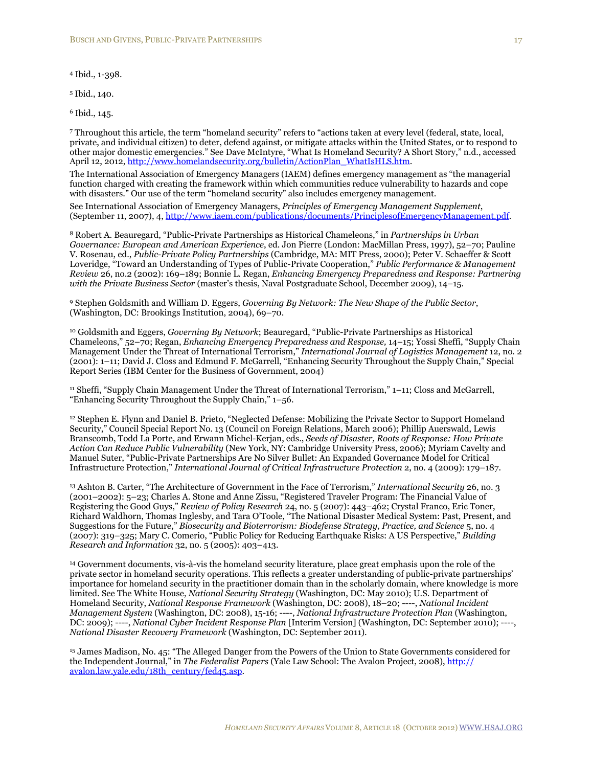[4] Ibid., 1-398.

[5] Ibid., 140.

[6] Ibid., 145.

[7] Throughout this article, the term "homeland security" refers to "actions taken at every level (federal, state, local, private, and individual citizen) to deter, defend against, or mitigate attacks within the United States, or to respond to other major domestic emergencies." See Dave McIntyre, "What Is Homeland Security? A Short Story," n.d., accessed April 12, 2012, http://www.homelandsecurity.org/bulletin/ActionPlan_WhatIsHLS.htm.

The International Association of Emergency Managers (IAEM) defines emergency management as "the managerial function charged with creating the framework within which communities reduce vulnerability to hazards and cope with disasters." Our use of the term "homeland security" also includes emergency management.

See International Association of Emergency Managers, *Principles of Emergency Management Supplement*, (September 11, 2007), 4, http://www.iaem.com/publications/documents/PrinciplesofEmergencyManagement.pdf.

[8] Robert A. Beauregard, "Public-Private Partnerships as Historical Chameleons," in *Partnerships in Urban Governance: European and American Experience*, ed. Jon Pierre (London: MacMillan Press, 1997), 52–70; Pauline V. Rosenau, ed., *Public-Private Policy Partnerships* (Cambridge, MA: MIT Press, 2000); Peter V. Schaeffer & Scott Loveridge, "Toward an Understanding of Types of Public-Private Cooperation," *Public Performance & Management Review* 26, no.2 (2002): 169–189; Bonnie L. Regan, *Enhancing Emergency Preparedness and Response: Partnering with the Private Business Sector* (master's thesis, Naval Postgraduate School, December 2009), 14–15.

[9] Stephen Goldsmith and William D. Eggers, *Governing By Network: The New Shape of the Public Sector*, (Washington, DC: Brookings Institution, 2004), 69–70.

[10] Goldsmith and Eggers, *Governing By Network*; Beauregard, "Public-Private Partnerships as Historical Chameleons," 52–70; Regan, *Enhancing Emergency Preparedness and Response,* 14–15; Yossi Sheffi, "Supply Chain Management Under the Threat of International Terrorism," *International Journal of Logistics Management* 12, no. 2 (2001): 1–11; David J. Closs and Edmund F. McGarrell, "Enhancing Security Throughout the Supply Chain," Special Report Series (IBM Center for the Business of Government, 2004)

[11] Sheffi, "Supply Chain Management Under the Threat of International Terrorism," 1–11; Closs and McGarrell, "Enhancing Security Throughout the Supply Chain," 1–56.

[12] Stephen E. Flynn and Daniel B. Prieto, "Neglected Defense: Mobilizing the Private Sector to Support Homeland Security," Council Special Report No. 13 (Council on Foreign Relations, March 2006); Phillip Auerswald, Lewis Branscomb, Todd La Porte, and Erwann Michel-Kerjan, eds., *Seeds of Disaster, Roots of Response: How Private Action Can Reduce Public Vulnerability* (New York, NY: Cambridge University Press, 2006); Myriam Cavelty and Manuel Suter, "Public-Private Partnerships Are No Silver Bullet: An Expanded Governance Model for Critical Infrastructure Protection," *International Journal of Critical Infrastructure Protection* 2, no. 4 (2009): 179–187.

[13] Ashton B. Carter, "The Architecture of Government in the Face of Terrorism," *International Security* 26, no. 3 (2001–2002): 5–23; Charles A. Stone and Anne Zissu, "Registered Traveler Program: The Financial Value of Registering the Good Guys," *Review of Policy Research* 24, no. 5 (2007): 443–462; Crystal Franco, Eric Toner, Richard Waldhorn, Thomas Inglesby, and Tara O'Toole, "The National Disaster Medical System: Past, Present, and Suggestions for the Future," *Biosecurity and Bioterrorism: Biodefense Strategy, Practice, and Science* 5, no. 4 (2007): 319–325; Mary C. Comerio, "Public Policy for Reducing Earthquake Risks: A US Perspective," *Building Research and Information* 32, no. 5 (2005): 403–413.

[14] Government documents, vis-à-vis the homeland security literature, place great emphasis upon the role of the private sector in homeland security operations. This reflects a greater understanding of public-private partnerships' importance for homeland security in the practitioner domain than in the scholarly domain, where knowledge is more limited. See The White House, *National Security Strategy* (Washington, DC: May 2010); U.S. Department of Homeland Security, *National Response Framework* (Washington, DC: 2008), 18–20; ----, *National Incident Management System* (Washington, DC: 2008), 15-16; ----, *National Infrastructure Protection Plan* (Washington, DC: 2009); ----, *National Cyber Incident Response Plan* [Interim Version] (Washington, DC: September 2010); ----, *National Disaster Recovery Framework* (Washington, DC: September 2011).

[15] James Madison, No. 45: "The Alleged Danger from the Powers of the Union to State Governments considered for the Independent Journal," in *The Federalist Papers* (Yale Law School: The Avalon Project, 2008), http://avalon.law.yale.edu/18th_century/fed45.asp.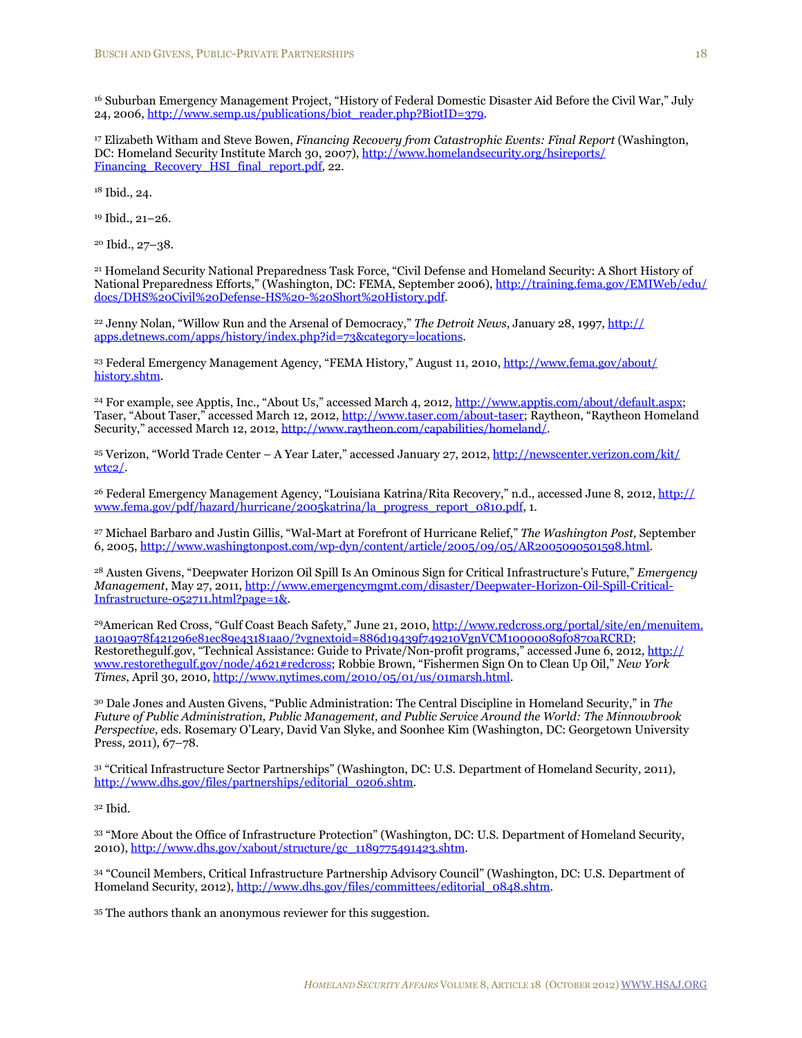[16] Suburban Emergency Management Project, "History of Federal Domestic Disaster Aid Before the Civil War," July 24, 2006, http://www.semp.us/publications/biot_reader.php?BiotID=379.

[17] Elizabeth Witham and Steve Bowen, *Financing Recovery from Catastrophic Events: Final Report* (Washington, DC: Homeland Security Institute March 30, 2007), http://www.homelandsecurity.org/hsireports/Financing_Recovery_HSI_final_report.pdf, 22.

[18] Ibid., 24.

[19] Ibid., 21–26.

[20] Ibid., 27–38.

[21] Homeland Security National Preparedness Task Force, "Civil Defense and Homeland Security: A Short History of National Preparedness Efforts," (Washington, DC: FEMA, September 2006), http://training.fema.gov/EMIWeb/edu/docs/DHS%20Civil%20Defense-HS%20-%20Short%20History.pdf.

[22] Jenny Nolan, "Willow Run and the Arsenal of Democracy," *The Detroit News*, January 28, 1997, http://apps.detnews.com/apps/history/index.php?id=73&category=locations.

[23] Federal Emergency Management Agency, "FEMA History," August 11, 2010, http://www.fema.gov/about/history.shtm.

[24] For example, see Apptis, Inc., "About Us," accessed March 4, 2012, http://www.apptis.com/about/default.aspx; Taser, "About Taser," accessed March 12, 2012, http://www.taser.com/about-taser; Raytheon, "Raytheon Homeland Security," accessed March 12, 2012, http://www.raytheon.com/capabilities/homeland/.

[25] Verizon, "World Trade Center – A Year Later," accessed January 27, 2012, http://newscenter.verizon.com/kit/wtc2/.

[26] Federal Emergency Management Agency, "Louisiana Katrina/Rita Recovery," n.d., accessed June 8, 2012, http://www.fema.gov/pdf/hazard/hurricane/2005katrina/la_progress_report_0810.pdf, 1.

[27] Michael Barbaro and Justin Gillis, "Wal-Mart at Forefront of Hurricane Relief," *The Washington Post*, September 6, 2005, http://www.washingtonpost.com/wp-dyn/content/article/2005/09/05/AR2005090501598.html.

[28] Austen Givens, "Deepwater Horizon Oil Spill Is An Ominous Sign for Critical Infrastructure's Future," *Emergency Management*, May 27, 2011, http://www.emergencymgmt.com/disaster/Deepwater-Horizon-Oil-Spill-Critical-Infrastructure-052711.html?page=1&.

[29] American Red Cross, "Gulf Coast Beach Safety," June 21, 2010, http://www.redcross.org/portal/site/en/menuitem.1a019a978f421296e81ec89e43181aa0/?vgnextoid=886d19439f749210VgnVCM10000089f0870aRCRD; Restorethegulf.gov, "Technical Assistance: Guide to Private/Non-profit programs," accessed June 6, 2012, http://www.restorethegulf.gov/node/4621#redcross; Robbie Brown, "Fishermen Sign On to Clean Up Oil," *New York Times*, April 30, 2010, http://www.nytimes.com/2010/05/01/us/01marsh.html.

[30] Dale Jones and Austen Givens, "Public Administration: The Central Discipline in Homeland Security," in *The Future of Public Administration, Public Management, and Public Service Around the World: The Minnowbrook Perspective*, eds. Rosemary O'Leary, David Van Slyke, and Soonhee Kim (Washington, DC: Georgetown University Press, 2011), 67–78.

[31] "Critical Infrastructure Sector Partnerships" (Washington, DC: U.S. Department of Homeland Security, 2011), http://www.dhs.gov/files/partnerships/editorial_0206.shtm.

[32] Ibid.

[33] "More About the Office of Infrastructure Protection" (Washington, DC: U.S. Department of Homeland Security, 2010), http://www.dhs.gov/xabout/structure/gc_1189775491423.shtm.

[34] "Council Members, Critical Infrastructure Partnership Advisory Council" (Washington, DC: U.S. Department of Homeland Security, 2012), http://www.dhs.gov/files/committees/editorial_0848.shtm.

[35] The authors thank an anonymous reviewer for this suggestion.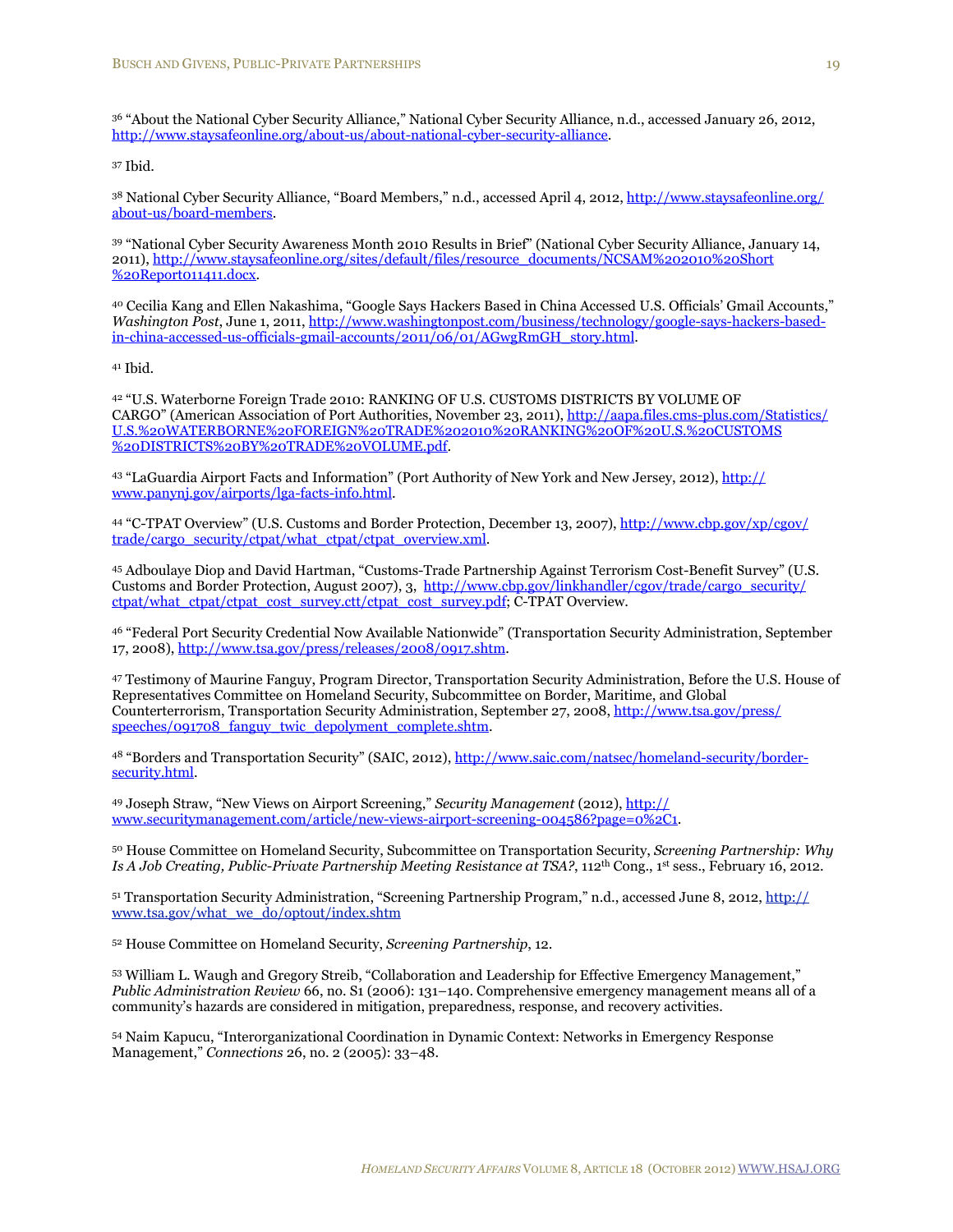[36] "About the National Cyber Security Alliance," National Cyber Security Alliance, n.d., accessed January 26, 2012, http://www.staysafeonline.org/about-us/about-national-cyber-security-alliance.

[37] Ibid.

[38] National Cyber Security Alliance, "Board Members," n.d., accessed April 4, 2012, http://www.staysafeonline.org/about-us/board-members.

[39] "National Cyber Security Awareness Month 2010 Results in Brief" (National Cyber Security Alliance, January 14, 2011), http://www.staysafeonline.org/sites/default/files/resource_documents/NCSAM%202010%20Short%20Report011411.docx.

[40] Cecilia Kang and Ellen Nakashima, "Google Says Hackers Based in China Accessed U.S. Officials' Gmail Accounts," *Washington Post*, June 1, 2011, http://www.washingtonpost.com/business/technology/google-says-hackers-based-in-china-accessed-us-officials-gmail-accounts/2011/06/01/AGwgRmGH_story.html.

[41] Ibid.

[42] "U.S. Waterborne Foreign Trade 2010: RANKING OF U.S. CUSTOMS DISTRICTS BY VOLUME OF CARGO" (American Association of Port Authorities, November 23, 2011), http://aapa.files.cms-plus.com/Statistics/U.S.%20WATERBORNE%20FOREIGN%20TRADE%202010%20RANKING%20OF%20U.S.%20CUSTOMS%20DISTRICTS%20BY%20TRADE%20VOLUME.pdf.

[43] "LaGuardia Airport Facts and Information" (Port Authority of New York and New Jersey, 2012), http://www.panynj.gov/airports/lga-facts-info.html.

[44] "C-TPAT Overview" (U.S. Customs and Border Protection, December 13, 2007), http://www.cbp.gov/xp/cgov/trade/cargo_security/ctpat/what_ctpat/ctpat_overview.xml.

[45] Adboulaye Diop and David Hartman, "Customs-Trade Partnership Against Terrorism Cost-Benefit Survey" (U.S. Customs and Border Protection, August 2007), 3, http://www.cbp.gov/linkhandler/cgov/trade/cargo_security/ctpat/what_ctpat/ctpat_cost_survey.ctt/ctpat_cost_survey.pdf; C-TPAT Overview.

[46] "Federal Port Security Credential Now Available Nationwide" (Transportation Security Administration, September 17, 2008), http://www.tsa.gov/press/releases/2008/0917.shtm.

[47] Testimony of Maurine Fanguy, Program Director, Transportation Security Administration, Before the U.S. House of Representatives Committee on Homeland Security, Subcommittee on Border, Maritime, and Global Counterterrorism, Transportation Security Administration, September 27, 2008, http://www.tsa.gov/press/speeches/091708_fanguy_twic_depolyment_complete.shtm.

[48] "Borders and Transportation Security" (SAIC, 2012), http://www.saic.com/natsec/homeland-security/border-security.html.

[49] Joseph Straw, "New Views on Airport Screening," *Security Management* (2012), http://www.securitymanagement.com/article/new-views-airport-screening-004586?page=0%2C1.

[50] House Committee on Homeland Security, Subcommittee on Transportation Security, *Screening Partnership: Why Is A Job Creating, Public-Private Partnership Meeting Resistance at TSA?*, 112th Cong., 1st sess., February 16, 2012.

[51] Transportation Security Administration, "Screening Partnership Program," n.d., accessed June 8, 2012, http://www.tsa.gov/what_we_do/optout/index.shtm

[52] House Committee on Homeland Security, *Screening Partnership*, 12.

[53] William L. Waugh and Gregory Streib, "Collaboration and Leadership for Effective Emergency Management," *Public Administration Review* 66, no. S1 (2006): 131–140. Comprehensive emergency management means all of a community's hazards are considered in mitigation, preparedness, response, and recovery activities.

[54] Naim Kapucu, "Interorganizational Coordination in Dynamic Context: Networks in Emergency Response Management," *Connections* 26, no. 2 (2005): 33–48.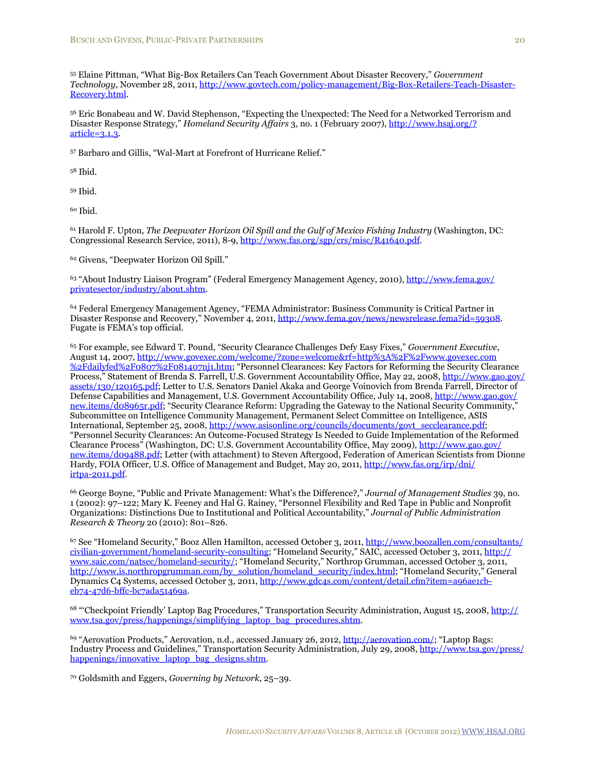[55] Elaine Pittman, "What Big-Box Retailers Can Teach Government About Disaster Recovery," *Government Technology*, November 28, 2011, http://www.govtech.com/policy-management/Big-Box-Retailers-Teach-Disaster-Recovery.html.

[56] Eric Bonabeau and W. David Stephenson, "Expecting the Unexpected: The Need for a Networked Terrorism and Disaster Response Strategy," *Homeland Security Affairs* 3, no. 1 (February 2007), http://www.hsaj.org/?article=3.1.3.

[57] Barbaro and Gillis, "Wal-Mart at Forefront of Hurricane Relief."

[58] Ibid.

[59] Ibid.

[60] Ibid.

[61] Harold F. Upton, *The Deepwater Horizon Oil Spill and the Gulf of Mexico Fishing Industry* (Washington, DC: Congressional Research Service, 2011), 8-9, http://www.fas.org/sgp/crs/misc/R41640.pdf.

[62] Givens, "Deepwater Horizon Oil Spill."

[63] "About Industry Liaison Program" (Federal Emergency Management Agency, 2010), http://www.fema.gov/privatesector/industry/about.shtm.

[64] Federal Emergency Management Agency, "FEMA Administrator: Business Community is Critical Partner in Disaster Response and Recovery," November 4, 2011, http://www.fema.gov/news/newsrelease.fema?id=59308. Fugate is FEMA's top official.

[65] For example, see Edward T. Pound, "Security Clearance Challenges Defy Easy Fixes," *Government Executive*, August 14, 2007, http://www.govexec.com/welcome/?zone=welcome&rf=http%3A%2F%2Fwww.govexec.com%2Fdailyfed%2F0807%2F081407nj1.htm; "Personnel Clearances: Key Factors for Reforming the Security Clearance Process," Statement of Brenda S. Farrell, U.S. Government Accountability Office, May 22, 2008, http://www.gao.gov/assets/130/120165.pdf; Letter to U.S. Senators Daniel Akaka and George Voinovich from Brenda Farrell, Director of Defense Capabilities and Management, U.S. Government Accountability Office, July 14, 2008, http://www.gao.gov/new.items/d08965r.pdf; "Security Clearance Reform: Upgrading the Gateway to the National Security Community," Subcommittee on Intelligence Community Management, Permanent Select Committee on Intelligence, ASIS International, September 25, 2008, http://www.asisonline.org/councils/documents/govt_secclearance.pdf; "Personnel Security Clearances: An Outcome-Focused Strategy Is Needed to Guide Implementation of the Reformed Clearance Process" (Washington, DC: U.S. Government Accountability Office, May 2009), http://www.gao.gov/new.items/d09488.pdf; Letter (with attachment) to Steven Aftergood, Federation of American Scientists from Dionne Hardy, FOIA Officer, U.S. Office of Management and Budget, May 20, 2011, http://www.fas.org/irp/dni/irtpa-2011.pdf.

[66] George Boyne, "Public and Private Management: What's the Difference?," *Journal of Management Studies* 39, no. 1 (2002): 97–122; Mary K. Feeney and Hal G. Rainey, "Personnel Flexibility and Red Tape in Public and Nonprofit Organizations: Distinctions Due to Institutional and Political Accountability," *Journal of Public Administration Research & Theory* 20 (2010): 801–826.

[67] See "Homeland Security," Booz Allen Hamilton, accessed October 3, 2011, http://www.boozallen.com/consultants/civilian-government/homeland-security-consulting; "Homeland Security," SAIC, accessed October 3, 2011, http://www.saic.com/natsec/homeland-security/; "Homeland Security," Northrop Grumman, accessed October 3, 2011, http://www.is.northropgrumman.com/by_solution/homeland_security/index.html; "Homeland Security," General Dynamics C4 Systems, accessed October 3, 2011, http://www.gdc4s.com/content/detail.cfm?item=a96ae1cb-eb74-47d6-bffc-bc7ada51469a.

[68] "'Checkpoint Friendly' Laptop Bag Procedures," Transportation Security Administration, August 15, 2008, http://www.tsa.gov/press/happenings/simplifying_laptop_bag_procedures.shtm.

[69] "Aerovation Products," Aerovation, n.d., accessed January 26, 2012, http://aerovation.com/; "Laptop Bags: Industry Process and Guidelines," Transportation Security Administration, July 29, 2008, http://www.tsa.gov/press/happenings/innovative_laptop_bag_designs.shtm.

[70] Goldsmith and Eggers, *Governing by Network*, 25–39.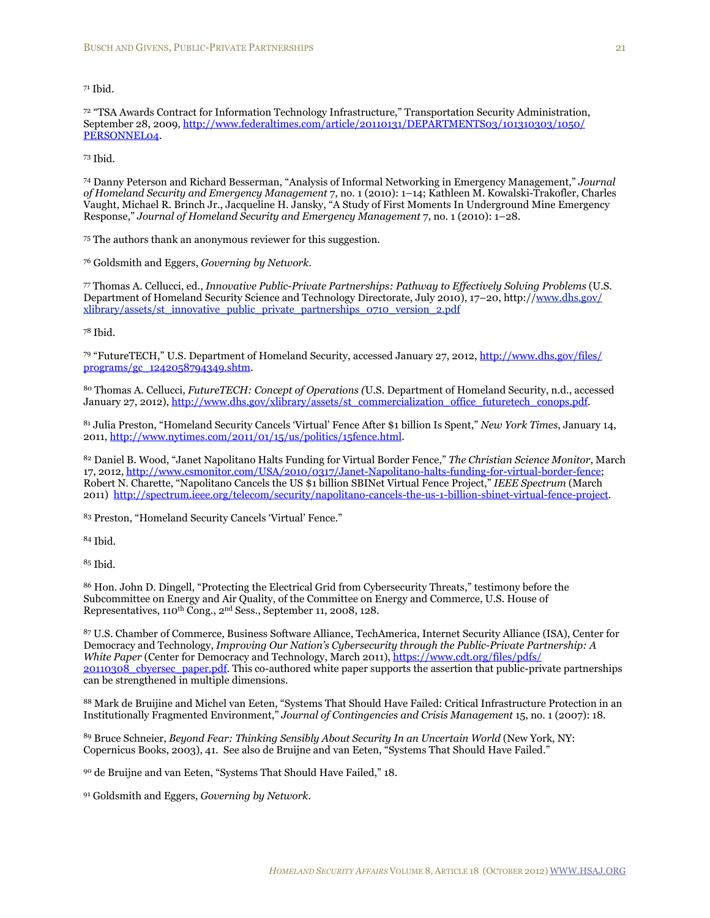[71] Ibid.

[72] "TSA Awards Contract for Information Technology Infrastructure," Transportation Security Administration, September 28, 2009, http://www.federaltimes.com/article/20110131/DEPARTMENTS03/101310303/1050/PERSONNEL04.

[73] Ibid.

[74] Danny Peterson and Richard Besserman, "Analysis of Informal Networking in Emergency Management," *Journal of Homeland Security and Emergency Management* 7, no. 1 (2010): 1–14; Kathleen M. Kowalski-Trakofler, Charles Vaught, Michael R. Brinch Jr., Jacqueline H. Jansky, "A Study of First Moments In Underground Mine Emergency Response," *Journal of Homeland Security and Emergency Management* 7, no. 1 (2010): 1–28.

[75] The authors thank an anonymous reviewer for this suggestion.

[76] Goldsmith and Eggers, *Governing by Network*.

[77] Thomas A. Cellucci, ed., *Innovative Public-Private Partnerships: Pathway to Effectively Solving Problems* (U.S. Department of Homeland Security Science and Technology Directorate, July 2010), 17–20, http://www.dhs.gov/xlibrary/assets/st_innovative_public_private_partnerships_0710_version_2.pdf

[78] Ibid.

[79] "FutureTECH," U.S. Department of Homeland Security, accessed January 27, 2012, http://www.dhs.gov/files/programs/gc_1242058794349.shtm.

[80] Thomas A. Cellucci, *FutureTECH: Concept of Operations (*U.S. Department of Homeland Security, n.d., accessed January 27, 2012), http://www.dhs.gov/xlibrary/assets/st_commercialization_office_futuretech_conops.pdf.

[81] Julia Preston, "Homeland Security Cancels 'Virtual' Fence After $1 billion Is Spent," *New York Times*, January 14, 2011, http://www.nytimes.com/2011/01/15/us/politics/15fence.html.

[82] Daniel B. Wood, "Janet Napolitano Halts Funding for Virtual Border Fence," *The Christian Science Monitor*, March 17, 2012, http://www.csmonitor.com/USA/2010/0317/Janet-Napolitano-halts-funding-for-virtual-border-fence; Robert N. Charette, "Napolitano Cancels the US $1 billion SBINet Virtual Fence Project," *IEEE Spectrum* (March 2011) http://spectrum.ieee.org/telecom/security/napolitano-cancels-the-us-1-billion-sbinet-virtual-fence-project.

[83] Preston, "Homeland Security Cancels 'Virtual' Fence."

[84] Ibid.

[85] Ibid.

[86] Hon. John D. Dingell, "Protecting the Electrical Grid from Cybersecurity Threats," testimony before the Subcommittee on Energy and Air Quality, of the Committee on Energy and Commerce, U.S. House of Representatives, 110th Cong., 2nd Sess., September 11, 2008, 128.

[87] U.S. Chamber of Commerce, Business Software Alliance, TechAmerica, Internet Security Alliance (ISA), Center for Democracy and Technology, *Improving Our Nation's Cybersecurity through the Public-Private Partnership: A White Paper* (Center for Democracy and Technology, March 2011), https://www.cdt.org/files/pdfs/20110308_cbyersec_paper.pdf. This co-authored white paper supports the assertion that public-private partnerships can be strengthened in multiple dimensions.

[88] Mark de Bruijine and Michel van Eeten, "Systems That Should Have Failed: Critical Infrastructure Protection in an Institutionally Fragmented Environment," *Journal of Contingencies and Crisis Management* 15, no. 1 (2007): 18.

[89] Bruce Schneier, *Beyond Fear: Thinking Sensibly About Security In an Uncertain World* (New York, NY: Copernicus Books, 2003), 41. See also de Bruijne and van Eeten, "Systems That Should Have Failed."

[90] de Bruijne and van Eeten, "Systems That Should Have Failed," 18.

[91] Goldsmith and Eggers, *Governing by Network*.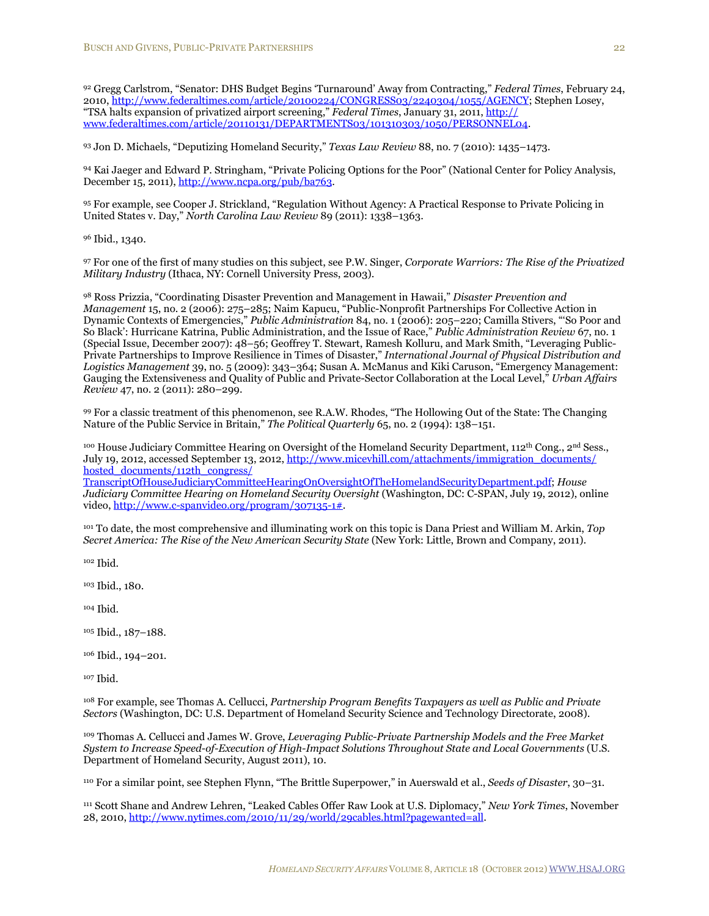[92] Gregg Carlstrom, "Senator: DHS Budget Begins 'Turnaround' Away from Contracting," *Federal Times*, February 24, 2010, http://www.federaltimes.com/article/20100224/CONGRESS03/2240304/1055/AGENCY; Stephen Losey, "TSA halts expansion of privatized airport screening," *Federal Times*, January 31, 2011, http://www.federaltimes.com/article/20110131/DEPARTMENTS03/101310303/1050/PERSONNEL04.

[93] Jon D. Michaels, "Deputizing Homeland Security," *Texas Law Review* 88, no. 7 (2010): 1435–1473.

[94] Kai Jaeger and Edward P. Stringham, "Private Policing Options for the Poor" (National Center for Policy Analysis, December 15, 2011), http://www.ncpa.org/pub/ba763.

[95] For example, see Cooper J. Strickland, "Regulation Without Agency: A Practical Response to Private Policing in United States v. Day," *North Carolina Law Review* 89 (2011): 1338–1363.

[96] Ibid., 1340.

[97] For one of the first of many studies on this subject, see P.W. Singer, *Corporate Warriors: The Rise of the Privatized Military Industry* (Ithaca, NY: Cornell University Press, 2003).

[98] Ross Prizzia, "Coordinating Disaster Prevention and Management in Hawaii," *Disaster Prevention and Management* 15, no. 2 (2006): 275–285; Naim Kapucu, "Public-Nonprofit Partnerships For Collective Action in Dynamic Contexts of Emergencies," *Public Administration* 84, no. 1 (2006): 205–220; Camilla Stivers, "'So Poor and So Black': Hurricane Katrina, Public Administration, and the Issue of Race," *Public Administration Review* 67, no. 1 (Special Issue, December 2007): 48–56; Geoffrey T. Stewart, Ramesh Kolluru, and Mark Smith, "Leveraging Public-Private Partnerships to Improve Resilience in Times of Disaster," *International Journal of Physical Distribution and Logistics Management* 39, no. 5 (2009): 343–364; Susan A. McManus and Kiki Caruson, "Emergency Management: Gauging the Extensiveness and Quality of Public and Private-Sector Collaboration at the Local Level," *Urban Affairs Review* 47, no. 2 (2011): 280–299.

[99] For a classic treatment of this phenomenon, see R.A.W. Rhodes, "The Hollowing Out of the State: The Changing Nature of the Public Service in Britain," *The Political Quarterly* 65, no. 2 (1994): 138–151.

[100] House Judiciary Committee Hearing on Oversight of the Homeland Security Department, 112th Cong., 2nd Sess., July 19, 2012, accessed September 13, 2012, http://www.micevhill.com/attachments/immigration_documents/hosted_documents/112th_congress/TranscriptOfHouseJudiciaryCommitteeHearingOnOversightOfTheHomelandSecurityDepartment.pdf; *House Judiciary Committee Hearing on Homeland Security Oversight* (Washington, DC: C-SPAN, July 19, 2012), online video, http://www.c-spanvideo.org/program/307135-1#.

[101] To date, the most comprehensive and illuminating work on this topic is Dana Priest and William M. Arkin, *Top Secret America: The Rise of the New American Security State* (New York: Little, Brown and Company, 2011).

[102] Ibid.

[103] Ibid., 180.

[104] Ibid.

[105] Ibid., 187–188.

[106] Ibid., 194–201.

[107] Ibid.

[108] For example, see Thomas A. Cellucci, *Partnership Program Benefits Taxpayers as well as Public and Private Sectors* (Washington, DC: U.S. Department of Homeland Security Science and Technology Directorate, 2008).

[109] Thomas A. Cellucci and James W. Grove, *Leveraging Public-Private Partnership Models and the Free Market System to Increase Speed-of-Execution of High-Impact Solutions Throughout State and Local Governments* (U.S. Department of Homeland Security, August 2011), 10.

[110] For a similar point, see Stephen Flynn, "The Brittle Superpower," in Auerswald et al., *Seeds of Disaster*, 30–31.

[111] Scott Shane and Andrew Lehren, "Leaked Cables Offer Raw Look at U.S. Diplomacy," *New York Times*, November 28, 2010, http://www.nytimes.com/2010/11/29/world/29cables.html?pagewanted=all.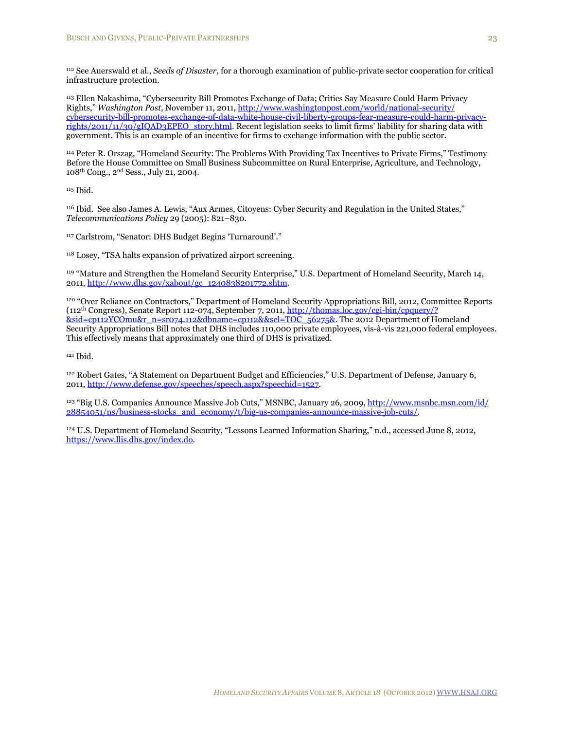[112] See Auerswald et al., *Seeds of Disaster*, for a thorough examination of public-private sector cooperation for critical infrastructure protection.

[113] Ellen Nakashima, "Cybersecurity Bill Promotes Exchange of Data; Critics Say Measure Could Harm Privacy Rights," *Washington Post*, November 11, 2011, http://www.washingtonpost.com/world/national-security/cybersecurity-bill-promotes-exchange-of-data-white-house-civil-liberty-groups-fear-measure-could-harm-privacy-rights/2011/11/30/gIQAD3EPEO_story.html. Recent legislation seeks to limit firms' liability for sharing data with government. This is an example of an incentive for firms to exchange information with the public sector.

[114] Peter R. Orszag, "Homeland Security: The Problems With Providing Tax Incentives to Private Firms," Testimony Before the House Committee on Small Business Subcommittee on Rural Enterprise, Agriculture, and Technology, 108th Cong., 2nd Sess., July 21, 2004.

[115] Ibid.

[116] Ibid. See also James A. Lewis, "Aux Armes, Citoyens: Cyber Security and Regulation in the United States," *Telecommunications Policy* 29 (2005): 821–830.

[117] Carlstrom, "Senator: DHS Budget Begins 'Turnaround'."

[118] Losey, "TSA halts expansion of privatized airport screening.

[119] "Mature and Strengthen the Homeland Security Enterprise," U.S. Department of Homeland Security, March 14, 2011, http://www.dhs.gov/xabout/gc_1240838201772.shtm.

[120] "Over Reliance on Contractors," Department of Homeland Security Appropriations Bill, 2012, Committee Reports (112th Congress), Senate Report 112-074, September 7, 2011, http://thomas.loc.gov/cgi-bin/cpquery/?&sid=cp112YCOmu&r_n=sr074.112&dbname=cp112&&sel=TOC_56275&. The 2012 Department of Homeland Security Appropriations Bill notes that DHS includes 110,000 private employees, vis-à-vis 221,000 federal employees. This effectively means that approximately one third of DHS is privatized.

[121] Ibid.

[122] Robert Gates, "A Statement on Department Budget and Efficiencies," U.S. Department of Defense, January 6, 2011, http://www.defense.gov/speeches/speech.aspx?speechid=1527.

[123] "Big U.S. Companies Announce Massive Job Cuts," MSNBC, January 26, 2009, http://www.msnbc.msn.com/id/28854051/ns/business-stocks_and_economy/t/big-us-companies-announce-massive-job-cuts/.

[124] U.S. Department of Homeland Security, "Lessons Learned Information Sharing," n.d., accessed June 8, 2012, https://www.llis.dhs.gov/index.do.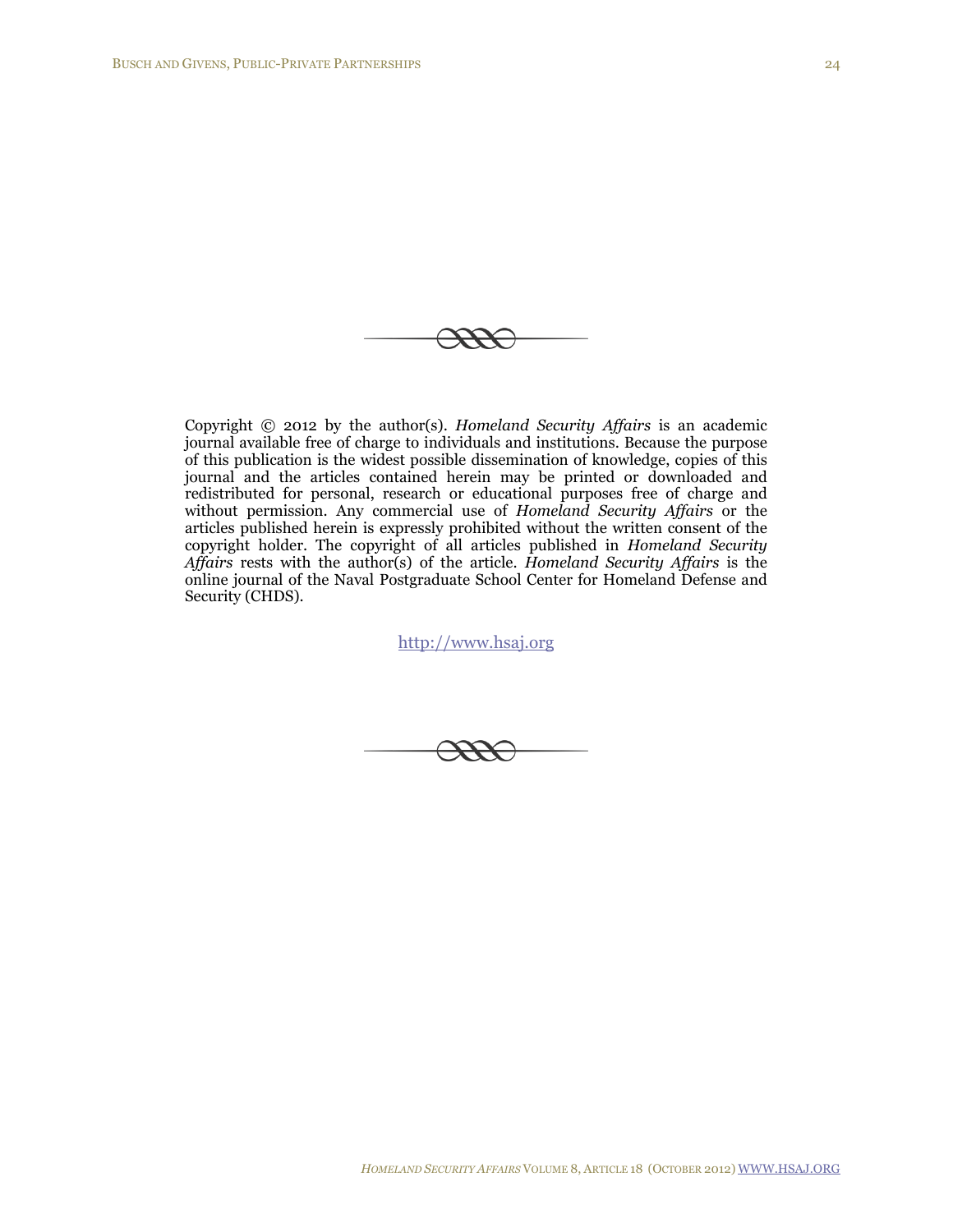Copyright © 2012 by the author(s). *Homeland Security Affairs* is an academic journal available free of charge to individuals and institutions. Because the purpose of this publication is the widest possible dissemination of knowledge, copies of this journal and the articles contained herein may be printed or downloaded and redistributed for personal, research or educational purposes free of charge and without permission. Any commercial use of *Homeland Security Affairs* or the articles published herein is expressly prohibited without the written consent of the copyright holder. The copyright of all articles published in *Homeland Security Affairs* rests with the author(s) of the article. *Homeland Security Affairs* is the online journal of the Naval Postgraduate School Center for Homeland Defense and Security (CHDS).

http://www.hsaj.org